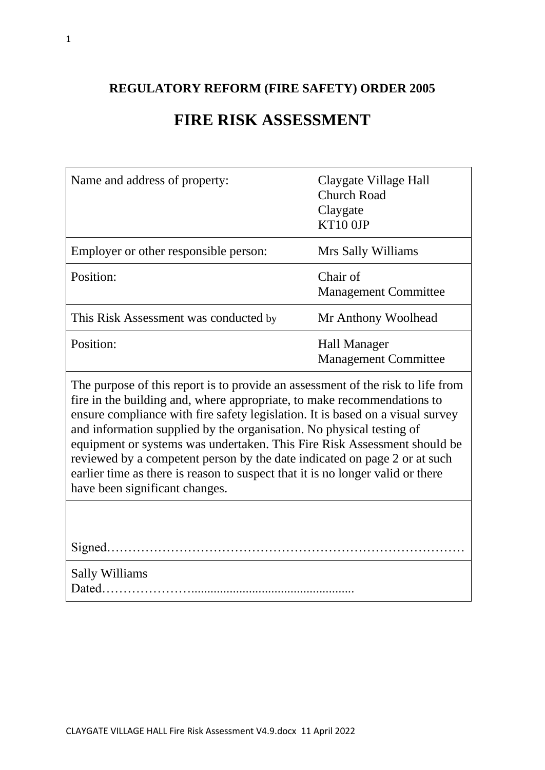**REGULATORY REFORM (FIRE SAFETY) ORDER 2005**

# FIRE RISK ASSESSMENT

| | |
|---|---|
| Name and address of property: | Claygate Village Hall<br>Church Road<br>Claygate<br>KT10 0JP |
| Employer or other responsible person: | Mrs Sally Williams |
| Position: | Chair of<br>Management Committee |
| This Risk Assessment was conducted by | Mr Anthony Woolhead |
| Position: | Hall Manager<br>Management Committee |

The purpose of this report is to provide an assessment of the risk to life from fire in the building and, where appropriate, to make recommendations to ensure compliance with fire safety legislation. It is based on a visual survey and information supplied by the organisation. No physical testing of equipment or systems was undertaken. This Fire Risk Assessment should be reviewed by a competent person by the date indicated on page 2 or at such earlier time as there is reason to suspect that it is no longer valid or there have been significant changes.

Signed…………………………………………………………………………

Sally Williams
Dated…………………..................................................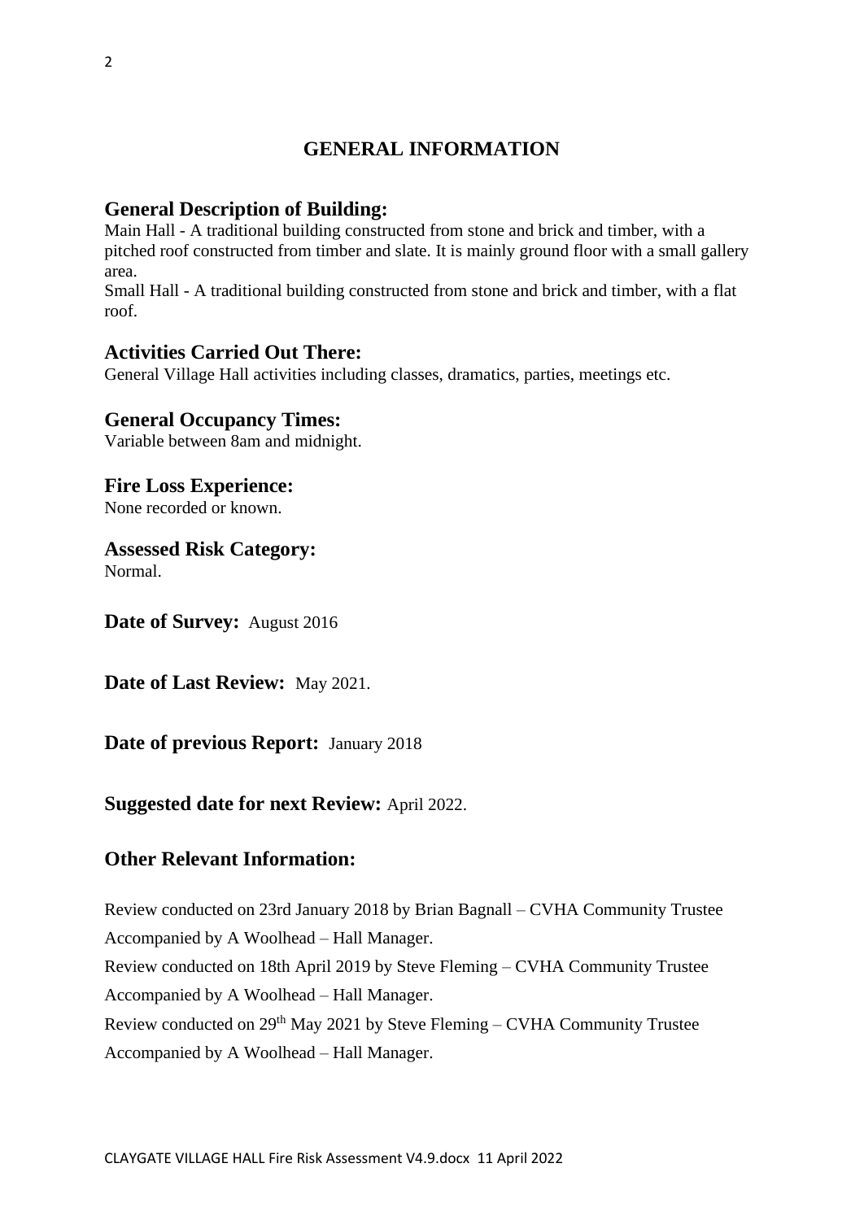# GENERAL INFORMATION

## General Description of Building:

Main Hall - A traditional building constructed from stone and brick and timber, with a pitched roof constructed from timber and slate. It is mainly ground floor with a small gallery area.

Small Hall - A traditional building constructed from stone and brick and timber, with a flat roof.

## Activities Carried Out There:

General Village Hall activities including classes, dramatics, parties, meetings etc.

## General Occupancy Times:

Variable between 8am and midnight.

## Fire Loss Experience:

None recorded or known.

## Assessed Risk Category:

Normal.

**Date of Survey:** August 2016

**Date of Last Review:** May 2021.

**Date of previous Report:** January 2018

**Suggested date for next Review:** April 2022.

## Other Relevant Information:

Review conducted on 23rd January 2018 by Brian Bagnall – CVHA Community Trustee Accompanied by A Woolhead – Hall Manager.

Review conducted on 18th April 2019 by Steve Fleming – CVHA Community Trustee Accompanied by A Woolhead – Hall Manager.

Review conducted on 29th May 2021 by Steve Fleming – CVHA Community Trustee Accompanied by A Woolhead – Hall Manager.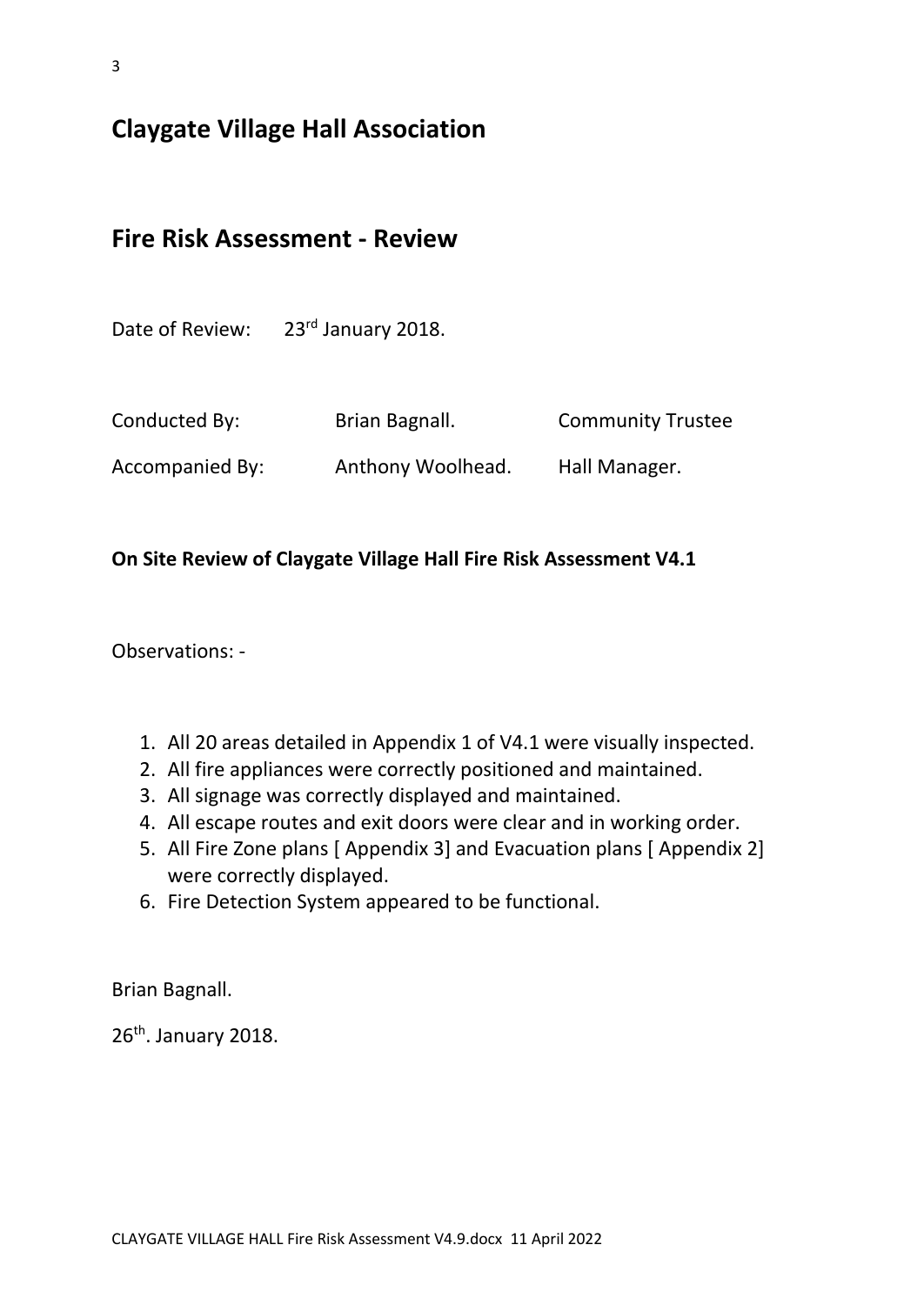# Claygate Village Hall Association

## Fire Risk Assessment - Review

Date of Review: 23rd January 2018.

| Conducted By: | Brian Bagnall. | Community Trustee |
| --- | --- | --- |
| Accompanied By: | Anthony Woolhead. | Hall Manager. |

**On Site Review of Claygate Village Hall Fire Risk Assessment V4.1**

Observations: -

1. All 20 areas detailed in Appendix 1 of V4.1 were visually inspected.
2. All fire appliances were correctly positioned and maintained.
3. All signage was correctly displayed and maintained.
4. All escape routes and exit doors were clear and in working order.
5. All Fire Zone plans [ Appendix 3] and Evacuation plans [ Appendix 2] were correctly displayed.
6. Fire Detection System appeared to be functional.

Brian Bagnall.

26th. January 2018.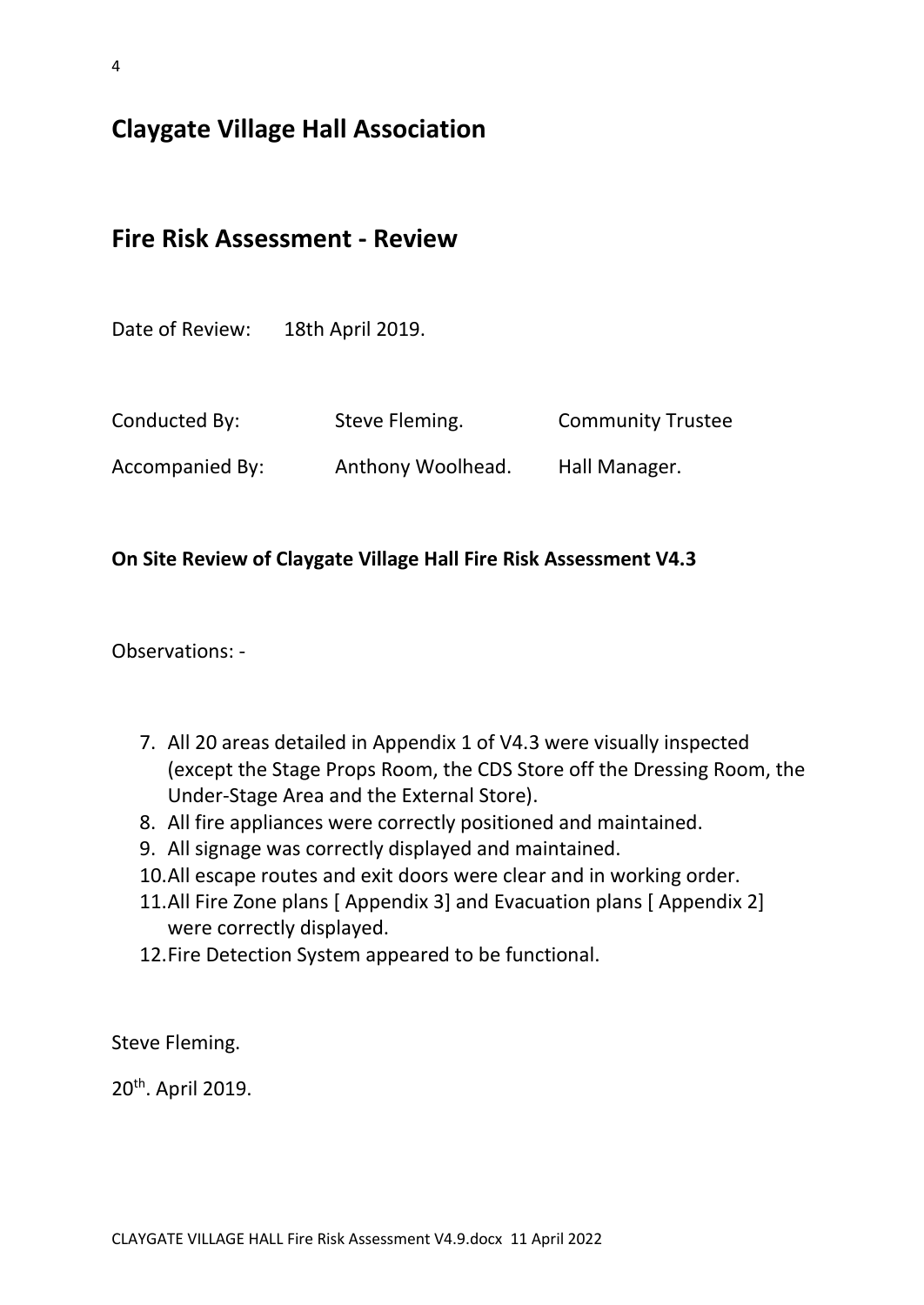# Claygate Village Hall Association

## Fire Risk Assessment - Review

Date of Review: 18th April 2019.

| | | |
|---|---|---|
| Conducted By: | Steve Fleming. | Community Trustee |
| Accompanied By: | Anthony Woolhead. | Hall Manager. |

**On Site Review of Claygate Village Hall Fire Risk Assessment V4.3**

Observations: -

7. All 20 areas detailed in Appendix 1 of V4.3 were visually inspected (except the Stage Props Room, the CDS Store off the Dressing Room, the Under-Stage Area and the External Store).
8. All fire appliances were correctly positioned and maintained.
9. All signage was correctly displayed and maintained.
10. All escape routes and exit doors were clear and in working order.
11. All Fire Zone plans [ Appendix 3] and Evacuation plans [ Appendix 2] were correctly displayed.
12. Fire Detection System appeared to be functional.

Steve Fleming.

20th. April 2019.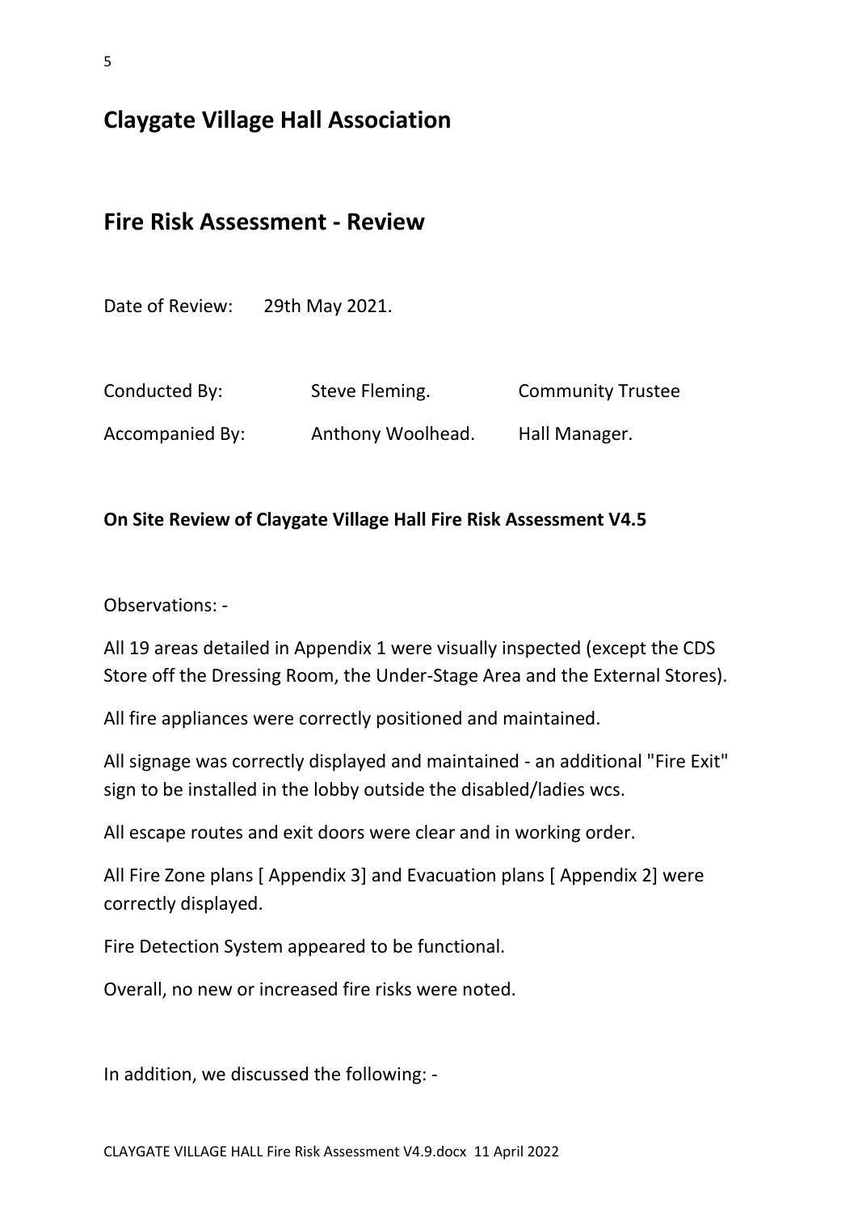## Claygate Village Hall Association

## Fire Risk Assessment - Review

Date of Review: 29th May 2021.

| | | |
|---|---|---|
| Conducted By: | Steve Fleming. | Community Trustee |
| Accompanied By: | Anthony Woolhead. | Hall Manager. |

**On Site Review of Claygate Village Hall Fire Risk Assessment V4.5**

Observations: -

All 19 areas detailed in Appendix 1 were visually inspected (except the CDS Store off the Dressing Room, the Under-Stage Area and the External Stores).

All fire appliances were correctly positioned and maintained.

All signage was correctly displayed and maintained - an additional "Fire Exit" sign to be installed in the lobby outside the disabled/ladies wcs.

All escape routes and exit doors were clear and in working order.

All Fire Zone plans [ Appendix 3] and Evacuation plans [ Appendix 2] were correctly displayed.

Fire Detection System appeared to be functional.

Overall, no new or increased fire risks were noted.

In addition, we discussed the following: -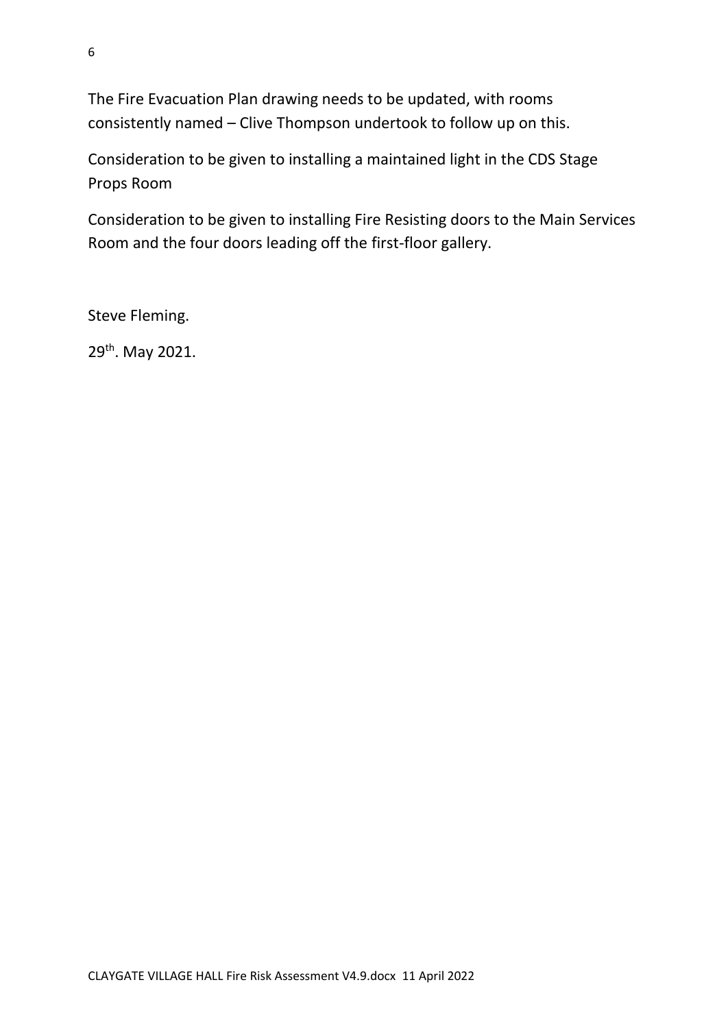The Fire Evacuation Plan drawing needs to be updated, with rooms consistently named – Clive Thompson undertook to follow up on this.

Consideration to be given to installing a maintained light in the CDS Stage Props Room

Consideration to be given to installing Fire Resisting doors to the Main Services Room and the four doors leading off the first-floor gallery.

Steve Fleming.

29th. May 2021.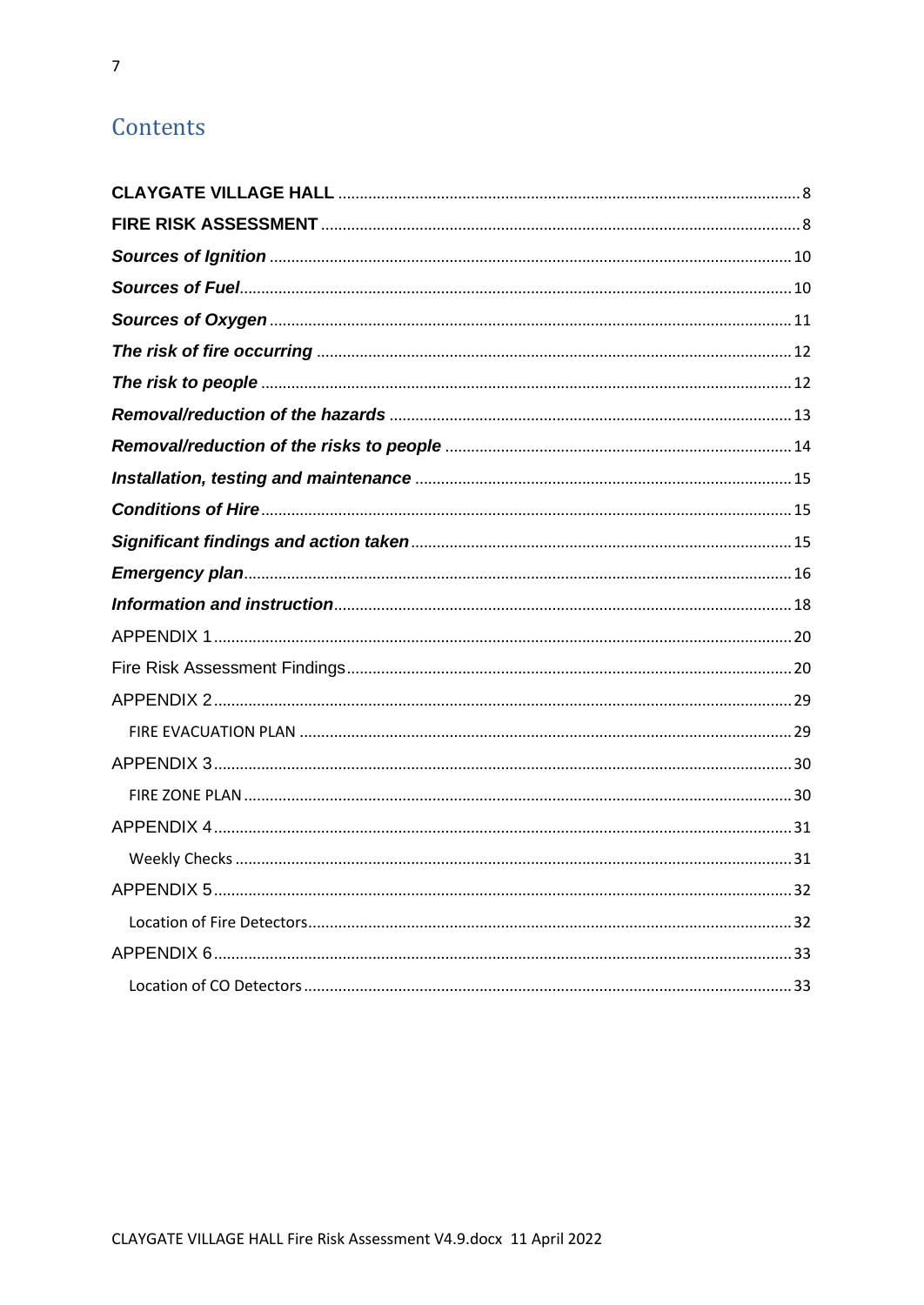# Contents

**CLAYGATE VILLAGE HALL** .......... 8

**FIRE RISK ASSESSMENT** .......... 8

***Sources of Ignition*** .......... 10

***Sources of Fuel*** .......... 10

***Sources of Oxygen*** .......... 11

***The risk of fire occurring*** .......... 12

***The risk to people*** .......... 12

***Removal/reduction of the hazards*** .......... 13

***Removal/reduction of the risks to people*** .......... 14

***Installation, testing and maintenance*** .......... 15

***Conditions of Hire*** .......... 15

***Significant findings and action taken*** .......... 15

***Emergency plan*** .......... 16

***Information and instruction*** .......... 18

APPENDIX 1 .......... 20

Fire Risk Assessment Findings .......... 20

APPENDIX 2 .......... 29

- FIRE EVACUATION PLAN .......... 29

APPENDIX 3 .......... 30

- FIRE ZONE PLAN .......... 30

APPENDIX 4 .......... 31

- Weekly Checks .......... 31

APPENDIX 5 .......... 32

- Location of Fire Detectors .......... 32

APPENDIX 6 .......... 33

- Location of CO Detectors .......... 33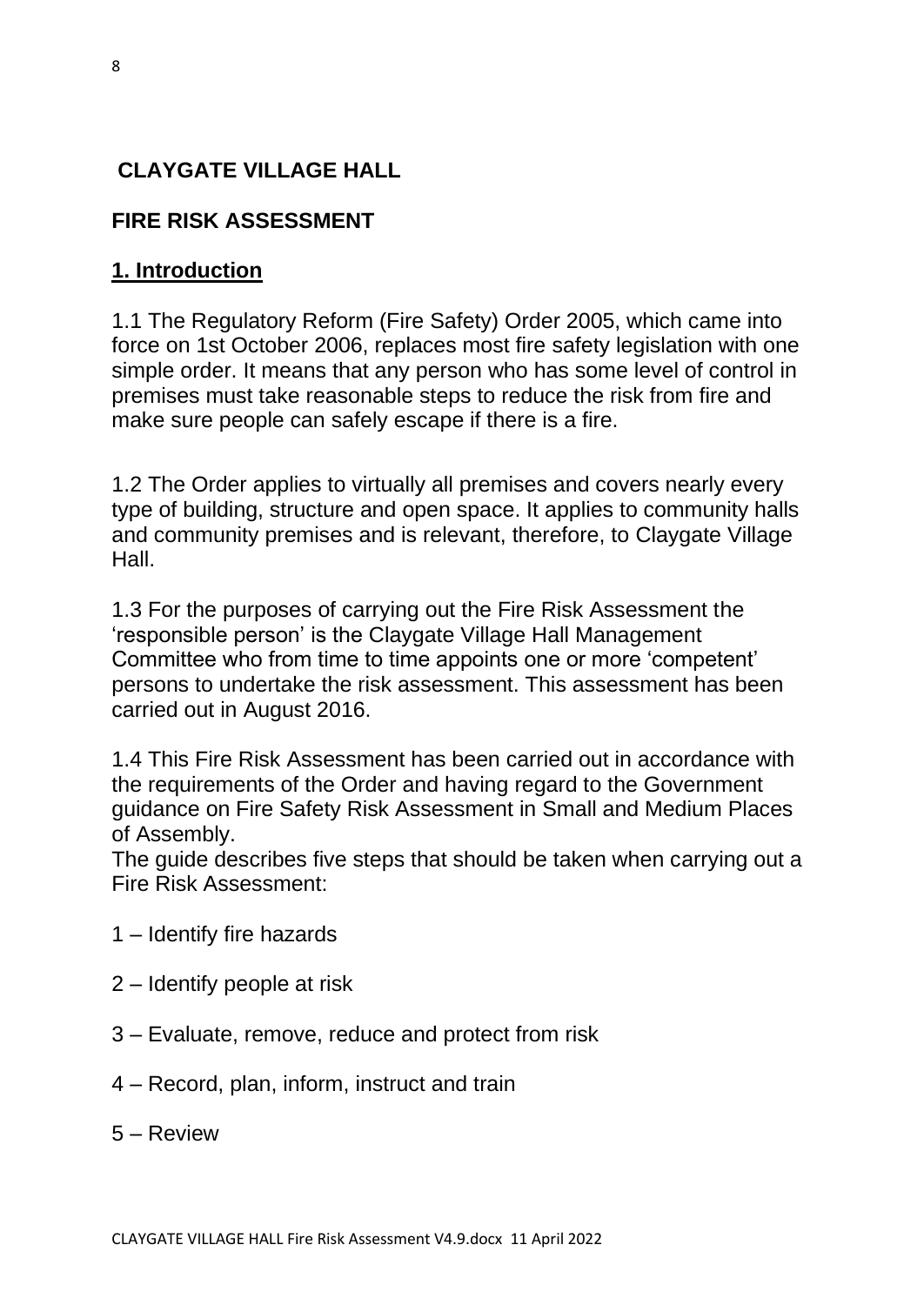## CLAYGATE VILLAGE HALL

## FIRE RISK ASSESSMENT

### 1. Introduction

1.1 The Regulatory Reform (Fire Safety) Order 2005, which came into force on 1st October 2006, replaces most fire safety legislation with one simple order. It means that any person who has some level of control in premises must take reasonable steps to reduce the risk from fire and make sure people can safely escape if there is a fire.

1.2 The Order applies to virtually all premises and covers nearly every type of building, structure and open space. It applies to community halls and community premises and is relevant, therefore, to Claygate Village Hall.

1.3 For the purposes of carrying out the Fire Risk Assessment the 'responsible person' is the Claygate Village Hall Management Committee who from time to time appoints one or more 'competent' persons to undertake the risk assessment. This assessment has been carried out in August 2016.

1.4 This Fire Risk Assessment has been carried out in accordance with the requirements of the Order and having regard to the Government guidance on Fire Safety Risk Assessment in Small and Medium Places of Assembly.
The guide describes five steps that should be taken when carrying out a Fire Risk Assessment:

1 – Identify fire hazards

2 – Identify people at risk

3 – Evaluate, remove, reduce and protect from risk

4 – Record, plan, inform, instruct and train

5 – Review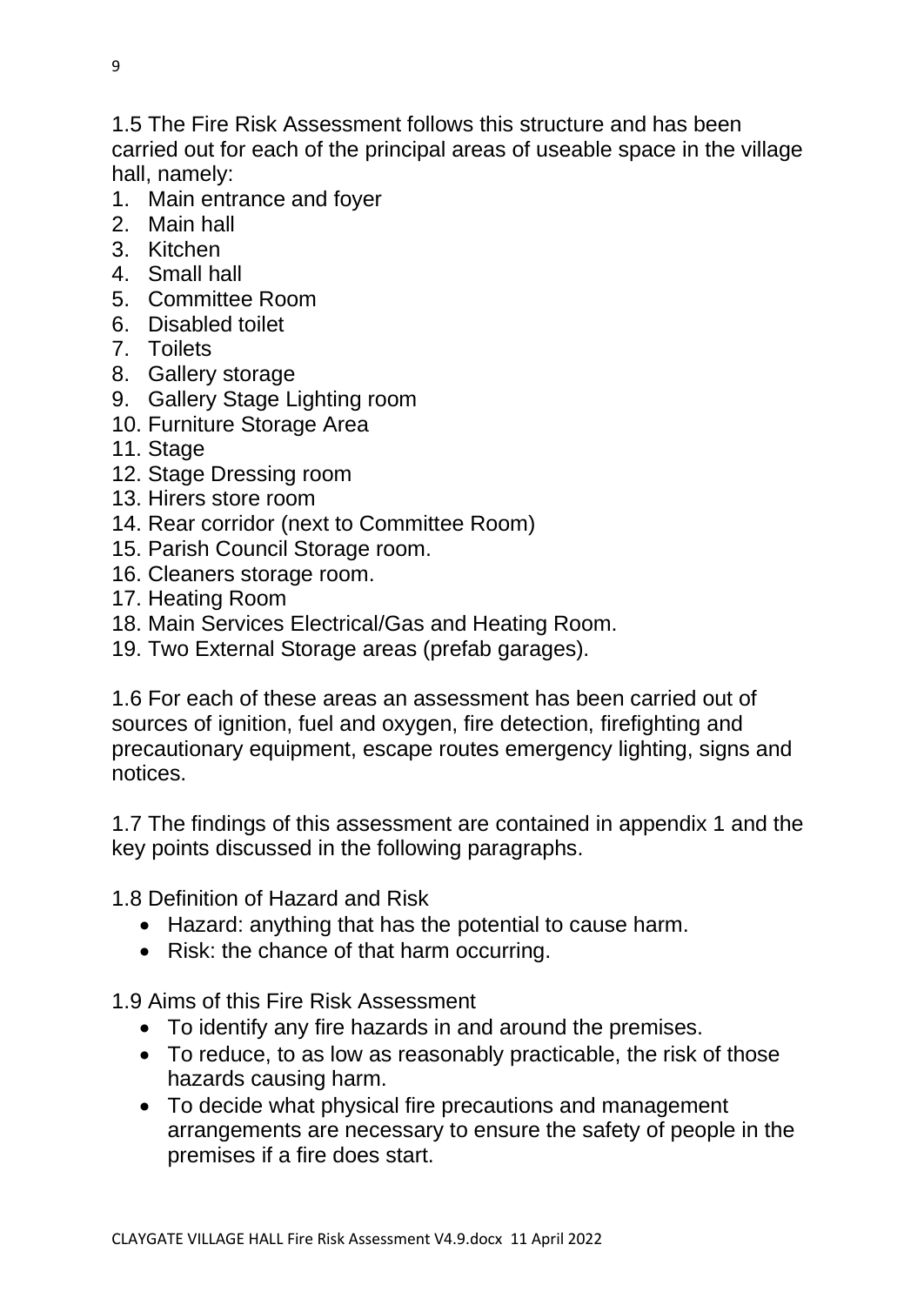1.5 The Fire Risk Assessment follows this structure and has been carried out for each of the principal areas of useable space in the village hall, namely:

1. Main entrance and foyer
2. Main hall
3. Kitchen
4. Small hall
5. Committee Room
6. Disabled toilet
7. Toilets
8. Gallery storage
9. Gallery Stage Lighting room
10. Furniture Storage Area
11. Stage
12. Stage Dressing room
13. Hirers store room
14. Rear corridor (next to Committee Room)
15. Parish Council Storage room.
16. Cleaners storage room.
17. Heating Room
18. Main Services Electrical/Gas and Heating Room.
19. Two External Storage areas (prefab garages).

1.6 For each of these areas an assessment has been carried out of sources of ignition, fuel and oxygen, fire detection, firefighting and precautionary equipment, escape routes emergency lighting, signs and notices.

1.7 The findings of this assessment are contained in appendix 1 and the key points discussed in the following paragraphs.

1.8 Definition of Hazard and Risk

- Hazard: anything that has the potential to cause harm.
- Risk: the chance of that harm occurring.

1.9 Aims of this Fire Risk Assessment

- To identify any fire hazards in and around the premises.
- To reduce, to as low as reasonably practicable, the risk of those hazards causing harm.
- To decide what physical fire precautions and management arrangements are necessary to ensure the safety of people in the premises if a fire does start.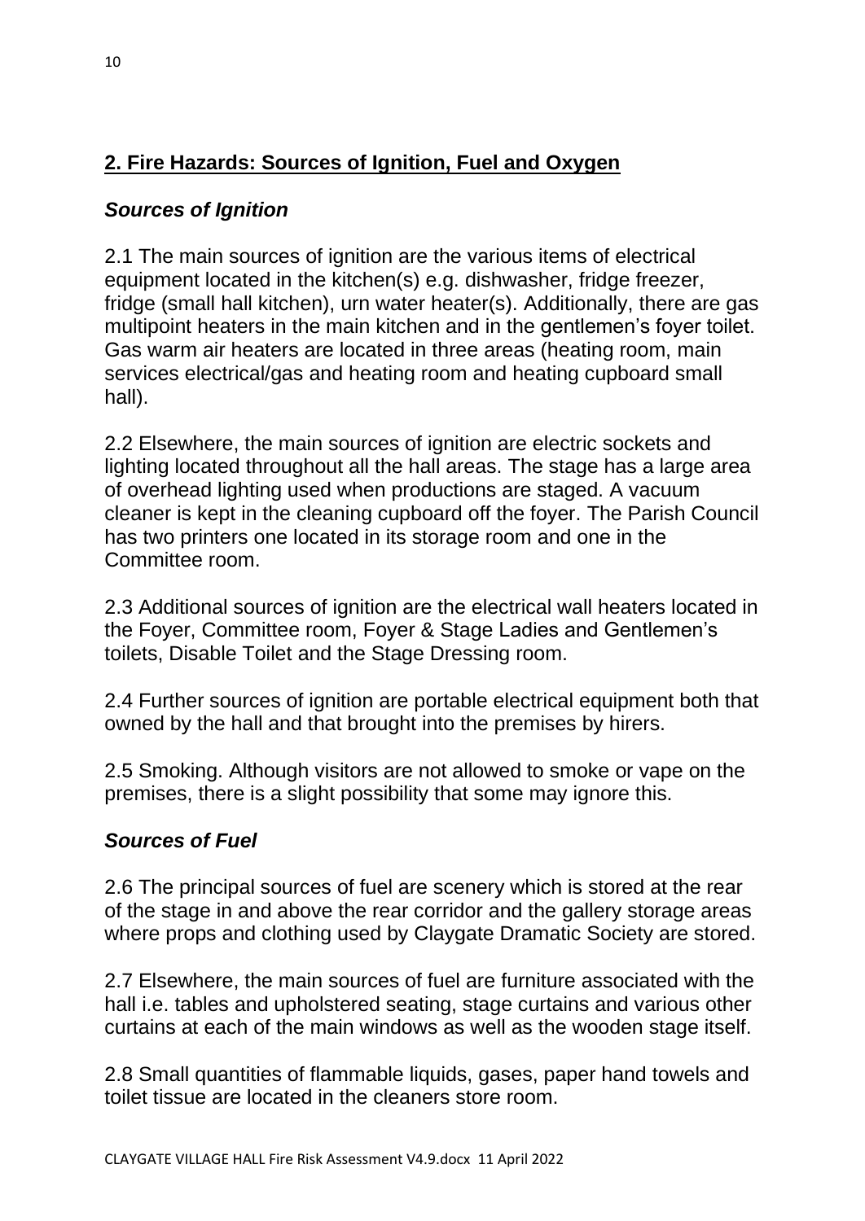## 2. Fire Hazards: Sources of Ignition, Fuel and Oxygen

### *Sources of Ignition*

2.1 The main sources of ignition are the various items of electrical equipment located in the kitchen(s) e.g. dishwasher, fridge freezer, fridge (small hall kitchen), urn water heater(s). Additionally, there are gas multipoint heaters in the main kitchen and in the gentlemen's foyer toilet. Gas warm air heaters are located in three areas (heating room, main services electrical/gas and heating room and heating cupboard small hall).

2.2 Elsewhere, the main sources of ignition are electric sockets and lighting located throughout all the hall areas. The stage has a large area of overhead lighting used when productions are staged. A vacuum cleaner is kept in the cleaning cupboard off the foyer. The Parish Council has two printers one located in its storage room and one in the Committee room.

2.3 Additional sources of ignition are the electrical wall heaters located in the Foyer, Committee room, Foyer & Stage Ladies and Gentlemen's toilets, Disable Toilet and the Stage Dressing room.

2.4 Further sources of ignition are portable electrical equipment both that owned by the hall and that brought into the premises by hirers.

2.5 Smoking. Although visitors are not allowed to smoke or vape on the premises, there is a slight possibility that some may ignore this.

### *Sources of Fuel*

2.6 The principal sources of fuel are scenery which is stored at the rear of the stage in and above the rear corridor and the gallery storage areas where props and clothing used by Claygate Dramatic Society are stored.

2.7 Elsewhere, the main sources of fuel are furniture associated with the hall i.e. tables and upholstered seating, stage curtains and various other curtains at each of the main windows as well as the wooden stage itself.

2.8 Small quantities of flammable liquids, gases, paper hand towels and toilet tissue are located in the cleaners store room.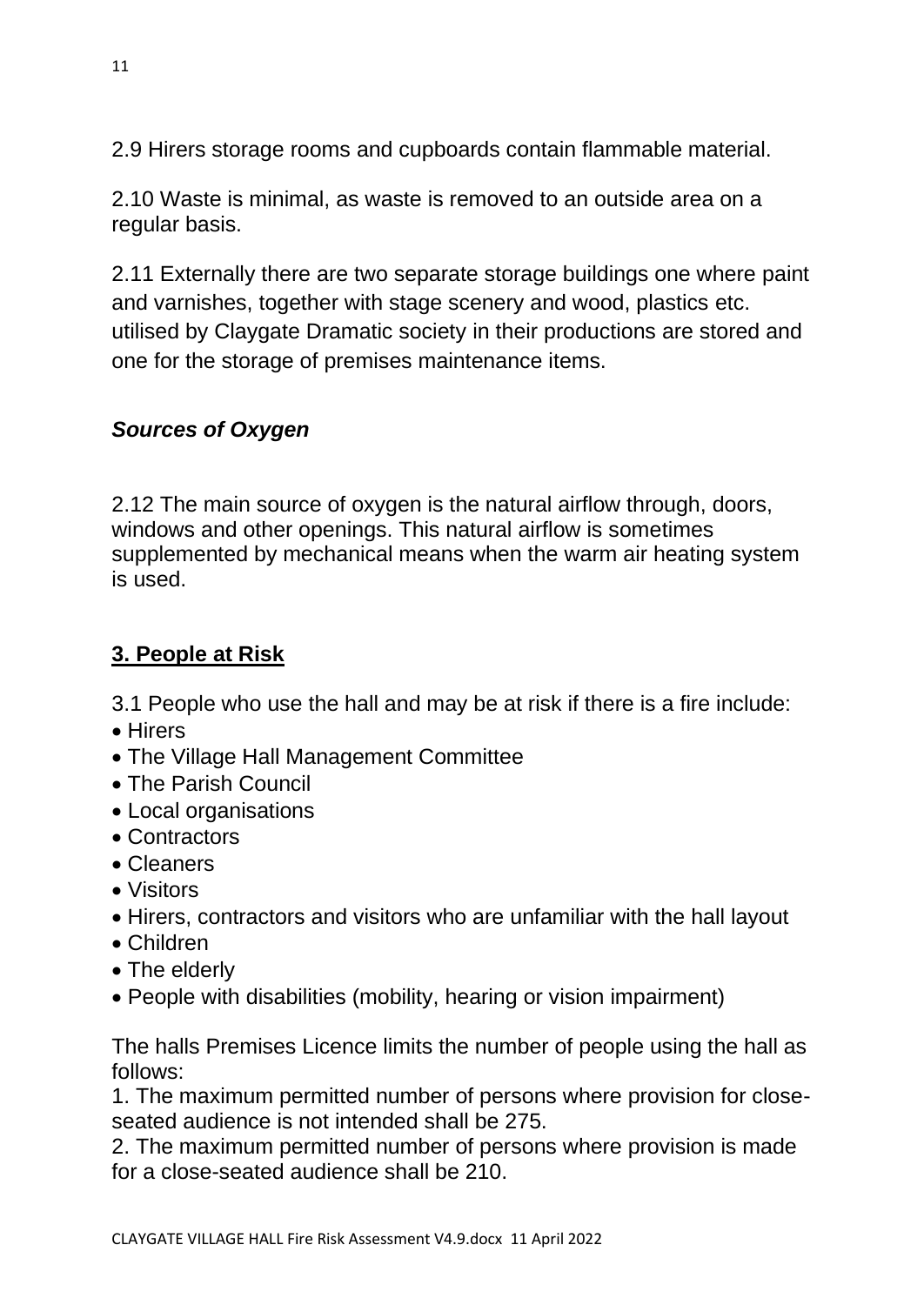2.9 Hirers storage rooms and cupboards contain flammable material.

2.10 Waste is minimal, as waste is removed to an outside area on a regular basis.

2.11 Externally there are two separate storage buildings one where paint and varnishes, together with stage scenery and wood, plastics etc. utilised by Claygate Dramatic society in their productions are stored and one for the storage of premises maintenance items.

### *Sources of Oxygen*

2.12 The main source of oxygen is the natural airflow through, doors, windows and other openings. This natural airflow is sometimes supplemented by mechanical means when the warm air heating system is used.

## 3. People at Risk

3.1 People who use the hall and may be at risk if there is a fire include:

- Hirers
- The Village Hall Management Committee
- The Parish Council
- Local organisations
- Contractors
- Cleaners
- Visitors
- Hirers, contractors and visitors who are unfamiliar with the hall layout
- Children
- The elderly
- People with disabilities (mobility, hearing or vision impairment)

The halls Premises Licence limits the number of people using the hall as follows:

1. The maximum permitted number of persons where provision for close-seated audience is not intended shall be 275.
2. The maximum permitted number of persons where provision is made for a close-seated audience shall be 210.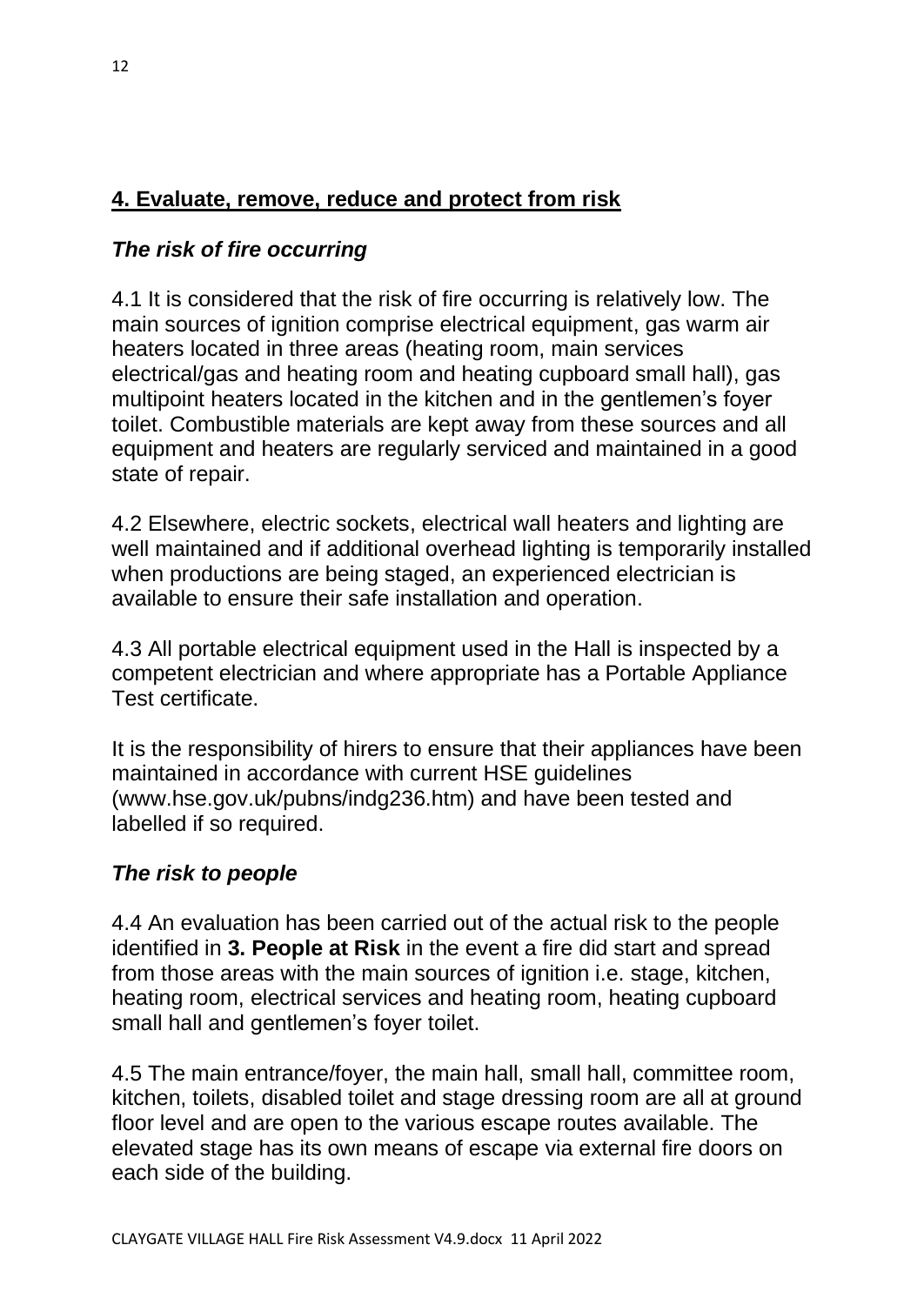## 4. Evaluate, remove, reduce and protect from risk

### *The risk of fire occurring*

4.1 It is considered that the risk of fire occurring is relatively low. The main sources of ignition comprise electrical equipment, gas warm air heaters located in three areas (heating room, main services electrical/gas and heating room and heating cupboard small hall), gas multipoint heaters located in the kitchen and in the gentlemen's foyer toilet. Combustible materials are kept away from these sources and all equipment and heaters are regularly serviced and maintained in a good state of repair.

4.2 Elsewhere, electric sockets, electrical wall heaters and lighting are well maintained and if additional overhead lighting is temporarily installed when productions are being staged, an experienced electrician is available to ensure their safe installation and operation.

4.3 All portable electrical equipment used in the Hall is inspected by a competent electrician and where appropriate has a Portable Appliance Test certificate.

It is the responsibility of hirers to ensure that their appliances have been maintained in accordance with current HSE guidelines (www.hse.gov.uk/pubns/indg236.htm) and have been tested and labelled if so required.

### *The risk to people*

4.4 An evaluation has been carried out of the actual risk to the people identified in **3. People at Risk** in the event a fire did start and spread from those areas with the main sources of ignition i.e. stage, kitchen, heating room, electrical services and heating room, heating cupboard small hall and gentlemen's foyer toilet.

4.5 The main entrance/foyer, the main hall, small hall, committee room, kitchen, toilets, disabled toilet and stage dressing room are all at ground floor level and are open to the various escape routes available. The elevated stage has its own means of escape via external fire doors on each side of the building.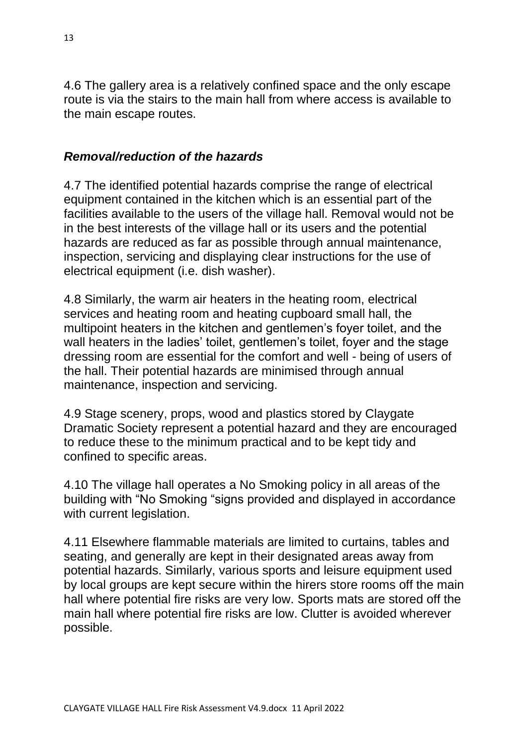4.6 The gallery area is a relatively confined space and the only escape route is via the stairs to the main hall from where access is available to the main escape routes.

### *Removal/reduction of the hazards*

4.7 The identified potential hazards comprise the range of electrical equipment contained in the kitchen which is an essential part of the facilities available to the users of the village hall. Removal would not be in the best interests of the village hall or its users and the potential hazards are reduced as far as possible through annual maintenance, inspection, servicing and displaying clear instructions for the use of electrical equipment (i.e. dish washer).

4.8 Similarly, the warm air heaters in the heating room, electrical services and heating room and heating cupboard small hall, the multipoint heaters in the kitchen and gentlemen's foyer toilet, and the wall heaters in the ladies' toilet, gentlemen's toilet, foyer and the stage dressing room are essential for the comfort and well - being of users of the hall. Their potential hazards are minimised through annual maintenance, inspection and servicing.

4.9 Stage scenery, props, wood and plastics stored by Claygate Dramatic Society represent a potential hazard and they are encouraged to reduce these to the minimum practical and to be kept tidy and confined to specific areas.

4.10 The village hall operates a No Smoking policy in all areas of the building with "No Smoking "signs provided and displayed in accordance with current legislation.

4.11 Elsewhere flammable materials are limited to curtains, tables and seating, and generally are kept in their designated areas away from potential hazards. Similarly, various sports and leisure equipment used by local groups are kept secure within the hirers store rooms off the main hall where potential fire risks are very low. Sports mats are stored off the main hall where potential fire risks are low. Clutter is avoided wherever possible.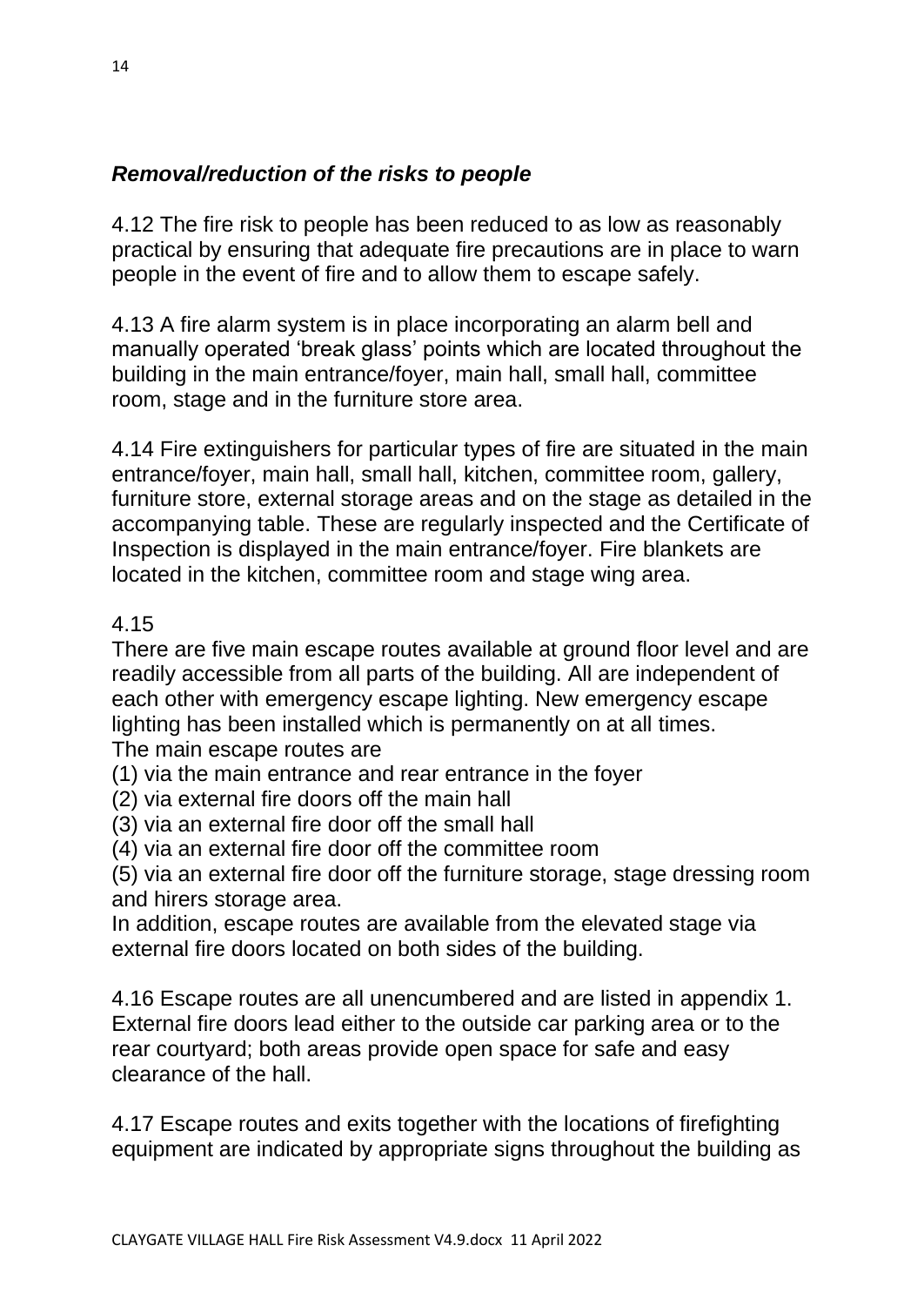***Removal/reduction of the risks to people***

4.12 The fire risk to people has been reduced to as low as reasonably practical by ensuring that adequate fire precautions are in place to warn people in the event of fire and to allow them to escape safely.

4.13 A fire alarm system is in place incorporating an alarm bell and manually operated 'break glass' points which are located throughout the building in the main entrance/foyer, main hall, small hall, committee room, stage and in the furniture store area.

4.14 Fire extinguishers for particular types of fire are situated in the main entrance/foyer, main hall, small hall, kitchen, committee room, gallery, furniture store, external storage areas and on the stage as detailed in the accompanying table. These are regularly inspected and the Certificate of Inspection is displayed in the main entrance/foyer. Fire blankets are located in the kitchen, committee room and stage wing area.

4.15

There are five main escape routes available at ground floor level and are readily accessible from all parts of the building. All are independent of each other with emergency escape lighting. New emergency escape lighting has been installed which is permanently on at all times.

The main escape routes are

(1) via the main entrance and rear entrance in the foyer

(2) via external fire doors off the main hall

(3) via an external fire door off the small hall

(4) via an external fire door off the committee room

(5) via an external fire door off the furniture storage, stage dressing room and hirers storage area.

In addition, escape routes are available from the elevated stage via external fire doors located on both sides of the building.

4.16 Escape routes are all unencumbered and are listed in appendix 1. External fire doors lead either to the outside car parking area or to the rear courtyard; both areas provide open space for safe and easy clearance of the hall.

4.17 Escape routes and exits together with the locations of firefighting equipment are indicated by appropriate signs throughout the building as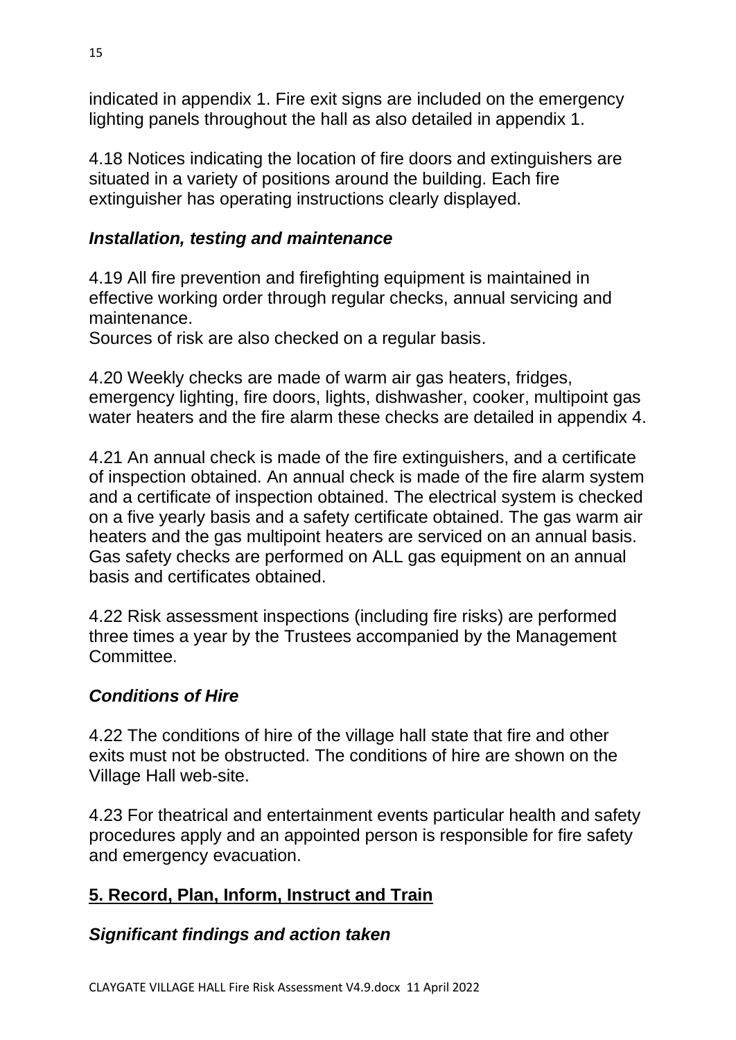indicated in appendix 1. Fire exit signs are included on the emergency lighting panels throughout the hall as also detailed in appendix 1.

4.18 Notices indicating the location of fire doors and extinguishers are situated in a variety of positions around the building. Each fire extinguisher has operating instructions clearly displayed.

### *Installation, testing and maintenance*

4.19 All fire prevention and firefighting equipment is maintained in effective working order through regular checks, annual servicing and maintenance.
Sources of risk are also checked on a regular basis.

4.20 Weekly checks are made of warm air gas heaters, fridges, emergency lighting, fire doors, lights, dishwasher, cooker, multipoint gas water heaters and the fire alarm these checks are detailed in appendix 4.

4.21 An annual check is made of the fire extinguishers, and a certificate of inspection obtained. An annual check is made of the fire alarm system and a certificate of inspection obtained. The electrical system is checked on a five yearly basis and a safety certificate obtained. The gas warm air heaters and the gas multipoint heaters are serviced on an annual basis. Gas safety checks are performed on ALL gas equipment on an annual basis and certificates obtained.

4.22 Risk assessment inspections (including fire risks) are performed three times a year by the Trustees accompanied by the Management Committee.

### *Conditions of Hire*

4.22 The conditions of hire of the village hall state that fire and other exits must not be obstructed. The conditions of hire are shown on the Village Hall web-site.

4.23 For theatrical and entertainment events particular health and safety procedures apply and an appointed person is responsible for fire safety and emergency evacuation.

## 5. Record, Plan, Inform, Instruct and Train

### *Significant findings and action taken*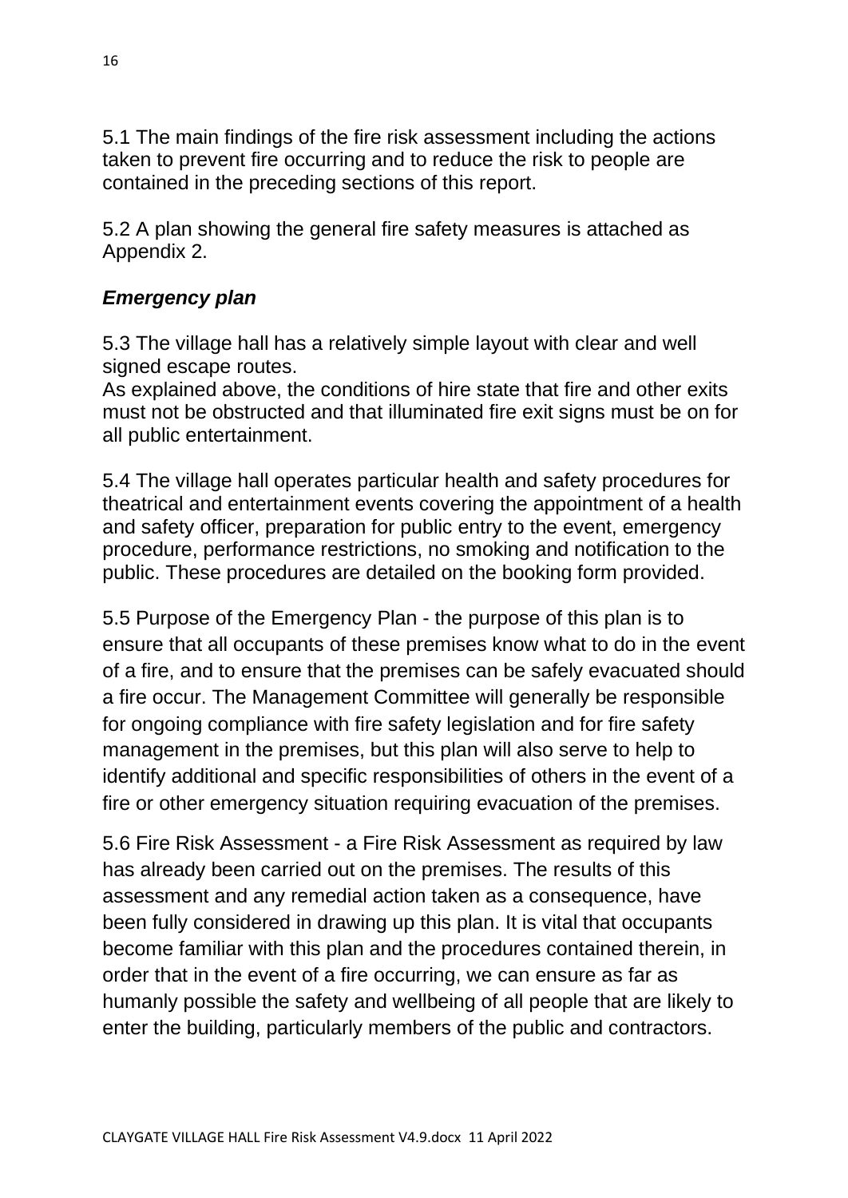5.1 The main findings of the fire risk assessment including the actions taken to prevent fire occurring and to reduce the risk to people are contained in the preceding sections of this report.

5.2 A plan showing the general fire safety measures is attached as Appendix 2.

### *Emergency plan*

5.3 The village hall has a relatively simple layout with clear and well signed escape routes.
As explained above, the conditions of hire state that fire and other exits must not be obstructed and that illuminated fire exit signs must be on for all public entertainment.

5.4 The village hall operates particular health and safety procedures for theatrical and entertainment events covering the appointment of a health and safety officer, preparation for public entry to the event, emergency procedure, performance restrictions, no smoking and notification to the public. These procedures are detailed on the booking form provided.

5.5 Purpose of the Emergency Plan - the purpose of this plan is to ensure that all occupants of these premises know what to do in the event of a fire, and to ensure that the premises can be safely evacuated should a fire occur. The Management Committee will generally be responsible for ongoing compliance with fire safety legislation and for fire safety management in the premises, but this plan will also serve to help to identify additional and specific responsibilities of others in the event of a fire or other emergency situation requiring evacuation of the premises.

5.6 Fire Risk Assessment - a Fire Risk Assessment as required by law has already been carried out on the premises. The results of this assessment and any remedial action taken as a consequence, have been fully considered in drawing up this plan. It is vital that occupants become familiar with this plan and the procedures contained therein, in order that in the event of a fire occurring, we can ensure as far as humanly possible the safety and wellbeing of all people that are likely to enter the building, particularly members of the public and contractors.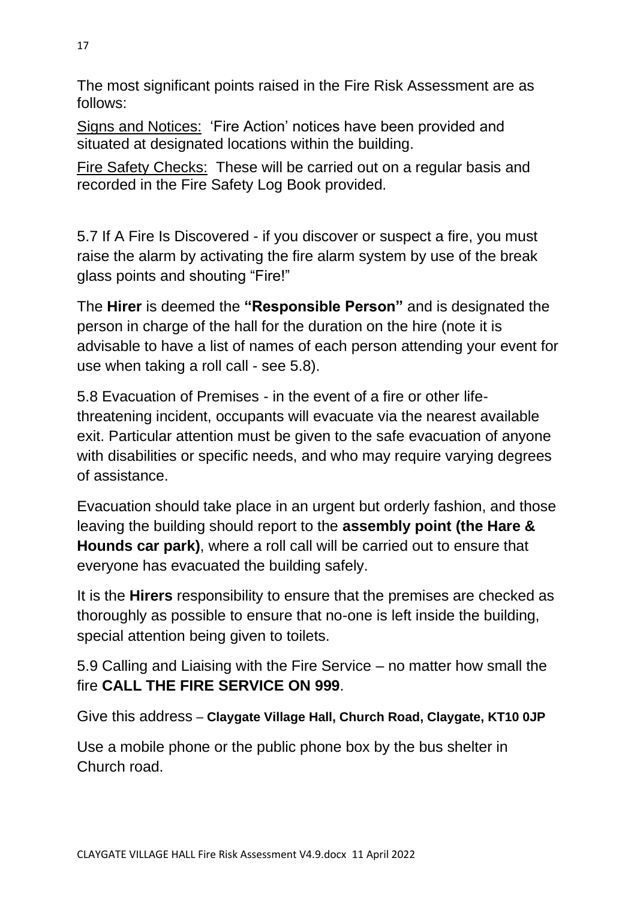The most significant points raised in the Fire Risk Assessment are as follows:

<u>Signs and Notices:</u> 'Fire Action' notices have been provided and situated at designated locations within the building.

<u>Fire Safety Checks:</u> These will be carried out on a regular basis and recorded in the Fire Safety Log Book provided.

5.7 If A Fire Is Discovered - if you discover or suspect a fire, you must raise the alarm by activating the fire alarm system by use of the break glass points and shouting "Fire!"

The **Hirer** is deemed the **"Responsible Person"** and is designated the person in charge of the hall for the duration on the hire (note it is advisable to have a list of names of each person attending your event for use when taking a roll call - see 5.8).

5.8 Evacuation of Premises - in the event of a fire or other life-threatening incident, occupants will evacuate via the nearest available exit. Particular attention must be given to the safe evacuation of anyone with disabilities or specific needs, and who may require varying degrees of assistance.

Evacuation should take place in an urgent but orderly fashion, and those leaving the building should report to the **assembly point (the Hare & Hounds car park)**, where a roll call will be carried out to ensure that everyone has evacuated the building safely.

It is the **Hirers** responsibility to ensure that the premises are checked as thoroughly as possible to ensure that no-one is left inside the building, special attention being given to toilets.

5.9 Calling and Liaising with the Fire Service – no matter how small the fire **CALL THE FIRE SERVICE ON 999**.

Give this address – **Claygate Village Hall, Church Road, Claygate, KT10 0JP**

Use a mobile phone or the public phone box by the bus shelter in Church road.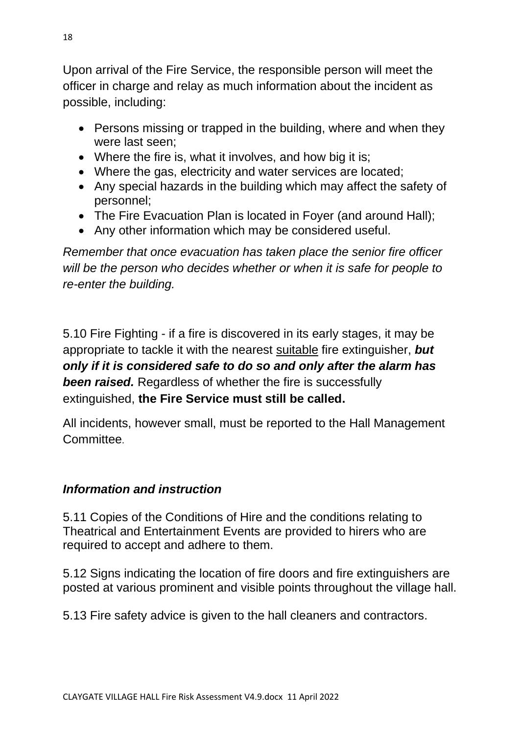Upon arrival of the Fire Service, the responsible person will meet the officer in charge and relay as much information about the incident as possible, including:

- Persons missing or trapped in the building, where and when they were last seen;
- Where the fire is, what it involves, and how big it is;
- Where the gas, electricity and water services are located;
- Any special hazards in the building which may affect the safety of personnel;
- The Fire Evacuation Plan is located in Foyer (and around Hall);
- Any other information which may be considered useful.

*Remember that once evacuation has taken place the senior fire officer will be the person who decides whether or when it is safe for people to re-enter the building.*

5.10 Fire Fighting - if a fire is discovered in its early stages, it may be appropriate to tackle it with the nearest <u>suitable</u> fire extinguisher, ***but only if it is considered safe to do so and only after the alarm has been raised.*** Regardless of whether the fire is successfully extinguished, **the Fire Service must still be called.**

All incidents, however small, must be reported to the Hall Management Committee.

### *Information and instruction*

5.11 Copies of the Conditions of Hire and the conditions relating to Theatrical and Entertainment Events are provided to hirers who are required to accept and adhere to them.

5.12 Signs indicating the location of fire doors and fire extinguishers are posted at various prominent and visible points throughout the village hall.

5.13 Fire safety advice is given to the hall cleaners and contractors.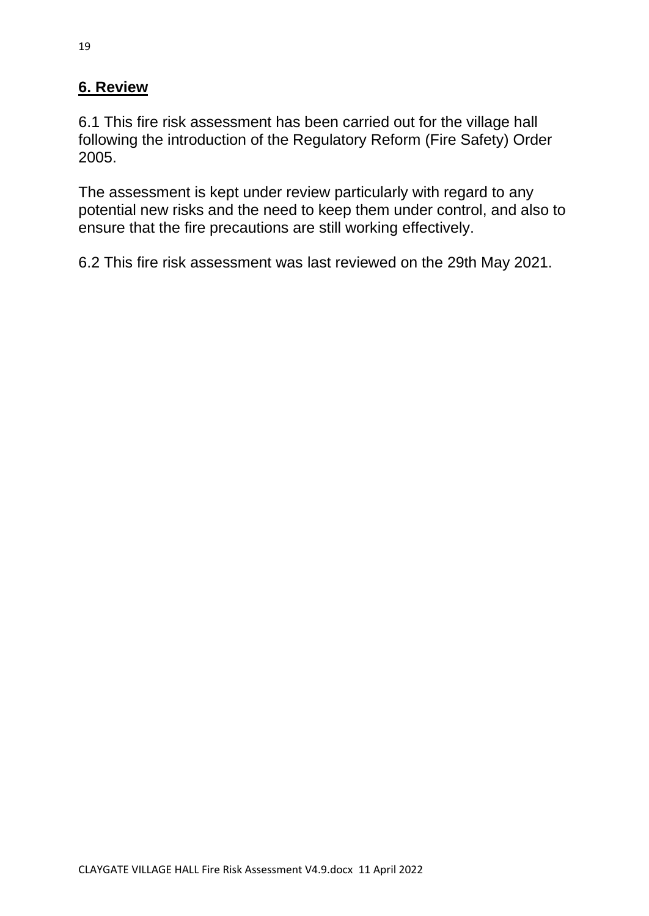## **6. Review**

6.1 This fire risk assessment has been carried out for the village hall following the introduction of the Regulatory Reform (Fire Safety) Order 2005.

The assessment is kept under review particularly with regard to any potential new risks and the need to keep them under control, and also to ensure that the fire precautions are still working effectively.

6.2 This fire risk assessment was last reviewed on the 29th May 2021.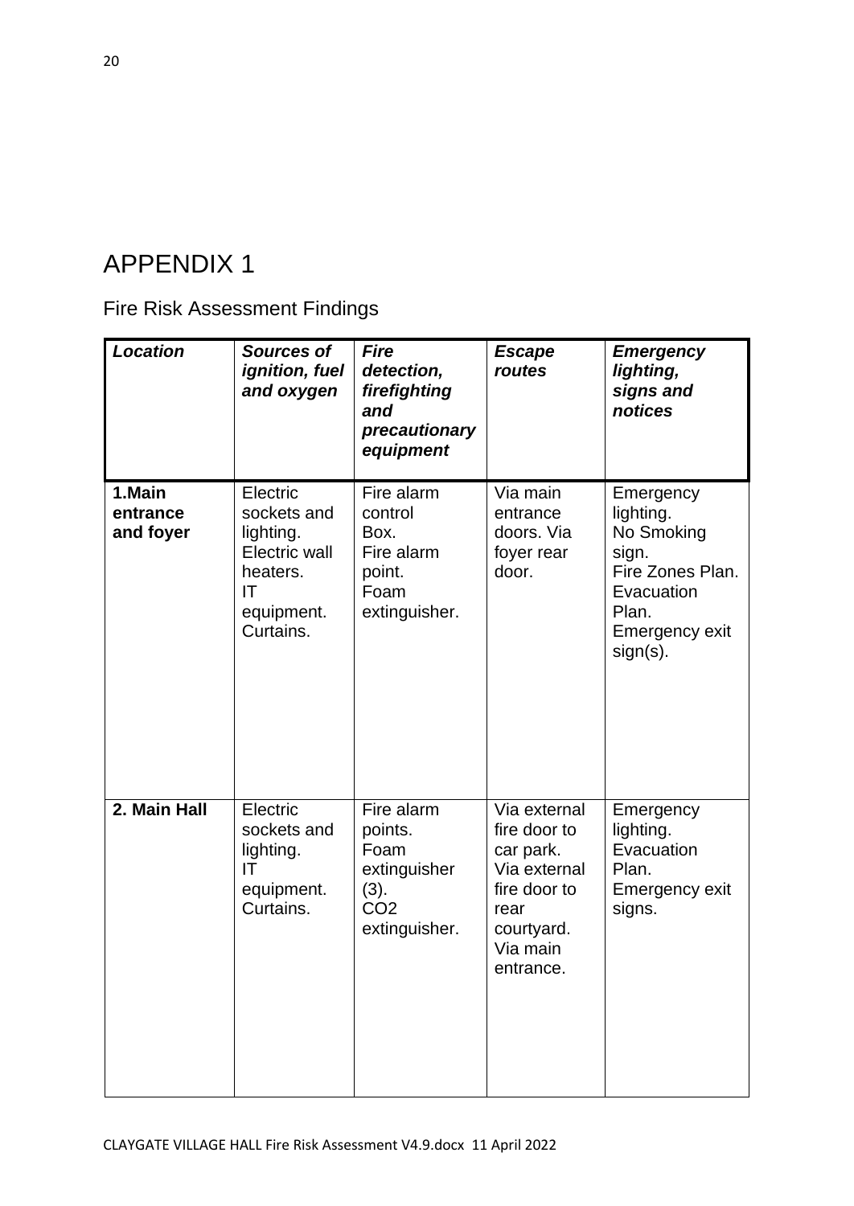# APPENDIX 1

## Fire Risk Assessment Findings

| ***Location*** | ***Sources of ignition, fuel and oxygen*** | ***Fire detection, firefighting and precautionary equipment*** | ***Escape routes*** | ***Emergency lighting, signs and notices*** |
|---|---|---|---|---|
| **1.Main entrance and foyer** | Electric sockets and lighting. Electric wall heaters. IT equipment. Curtains. | Fire alarm control Box. Fire alarm point. Foam extinguisher. | Via main entrance doors. Via foyer rear door. | Emergency lighting. No Smoking sign. Fire Zones Plan. Evacuation Plan. Emergency exit sign(s). |
| **2. Main Hall** | Electric sockets and lighting. IT equipment. Curtains. | Fire alarm points. Foam extinguisher (3). $CO_2$ extinguisher. | Via external fire door to car park. Via external fire door to rear courtyard. Via main entrance. | Emergency lighting. Evacuation Plan. Emergency exit signs. |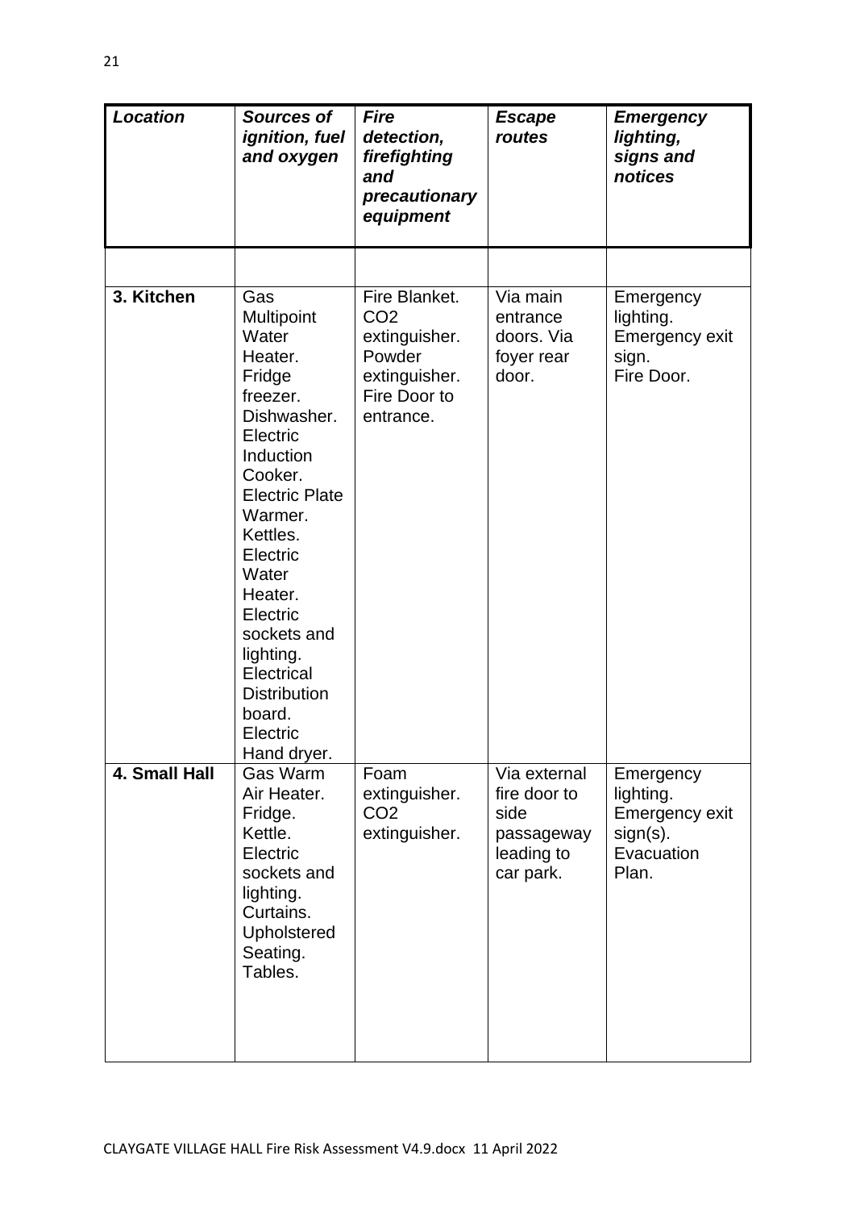| ***Location*** | ***Sources of ignition, fuel and oxygen*** | ***Fire detection, firefighting and precautionary equipment*** | ***Escape routes*** | ***Emergency lighting, signs and notices*** |
|---|---|---|---|---|
| | | | | |
| **3. Kitchen** | Gas Multipoint Water Heater. Fridge freezer. Dishwasher. Electric Induction Cooker. Electric Plate Warmer. Kettles. Electric Water Heater. Electric sockets and lighting. Electrical Distribution board. Electric Hand dryer. | Fire Blanket. $CO_2$ extinguisher. Powder extinguisher. Fire Door to entrance. | Via main entrance doors. Via foyer rear door. | Emergency lighting. Emergency exit sign. Fire Door. |
| **4. Small Hall** | Gas Warm Air Heater. Fridge. Kettle. Electric sockets and lighting. Curtains. Upholstered Seating. Tables. | Foam extinguisher. $CO_2$ extinguisher. | Via external fire door to side passageway leading to car park. | Emergency lighting. Emergency exit sign(s). Evacuation Plan. |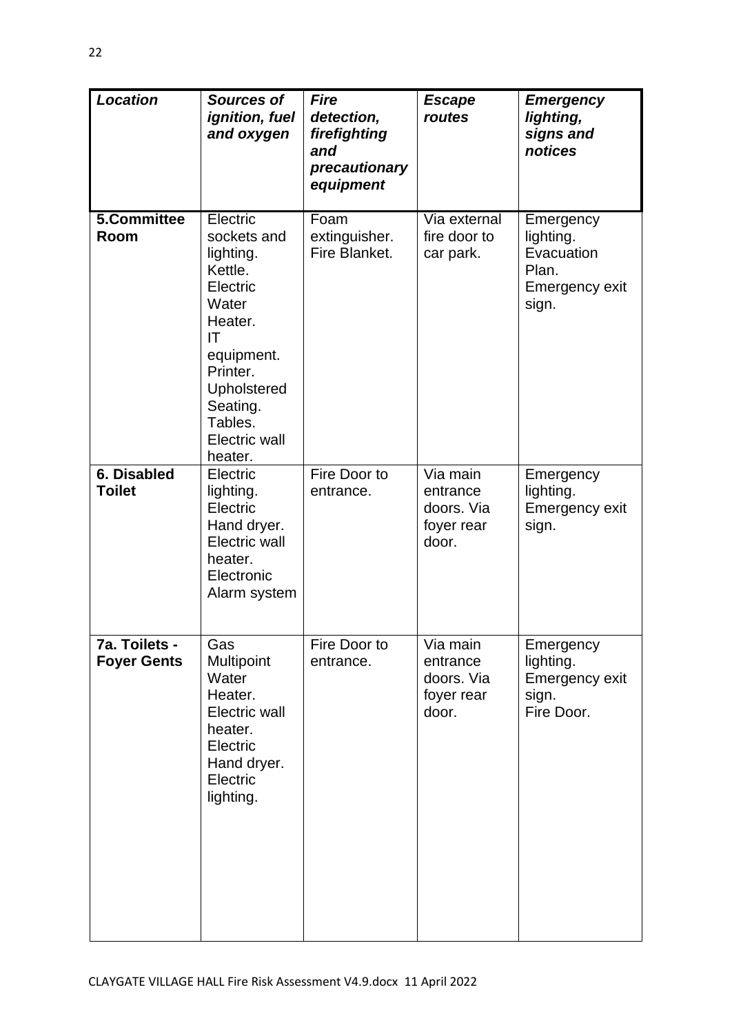| ***Location*** | ***Sources of ignition, fuel and oxygen*** | ***Fire detection, firefighting and precautionary equipment*** | ***Escape routes*** | ***Emergency lighting, signs and notices*** |
|---|---|---|---|---|
| **5.Committee Room** | Electric sockets and lighting. Kettle. Electric Water Heater. IT equipment. Printer. Upholstered Seating. Tables. Electric wall heater. | Foam extinguisher. Fire Blanket. | Via external fire door to car park. | Emergency lighting. Evacuation Plan. Emergency exit sign. |
| **6. Disabled Toilet** | Electric lighting. Electric Hand dryer. Electric wall heater. Electronic Alarm system | Fire Door to entrance. | Via main entrance doors. Via foyer rear door. | Emergency lighting. Emergency exit sign. |
| **7a. Toilets - Foyer Gents** | Gas Multipoint Water Heater. Electric wall heater. Electric Hand dryer. Electric lighting. | Fire Door to entrance. | Via main entrance doors. Via foyer rear door. | Emergency lighting. Emergency exit sign. Fire Door. |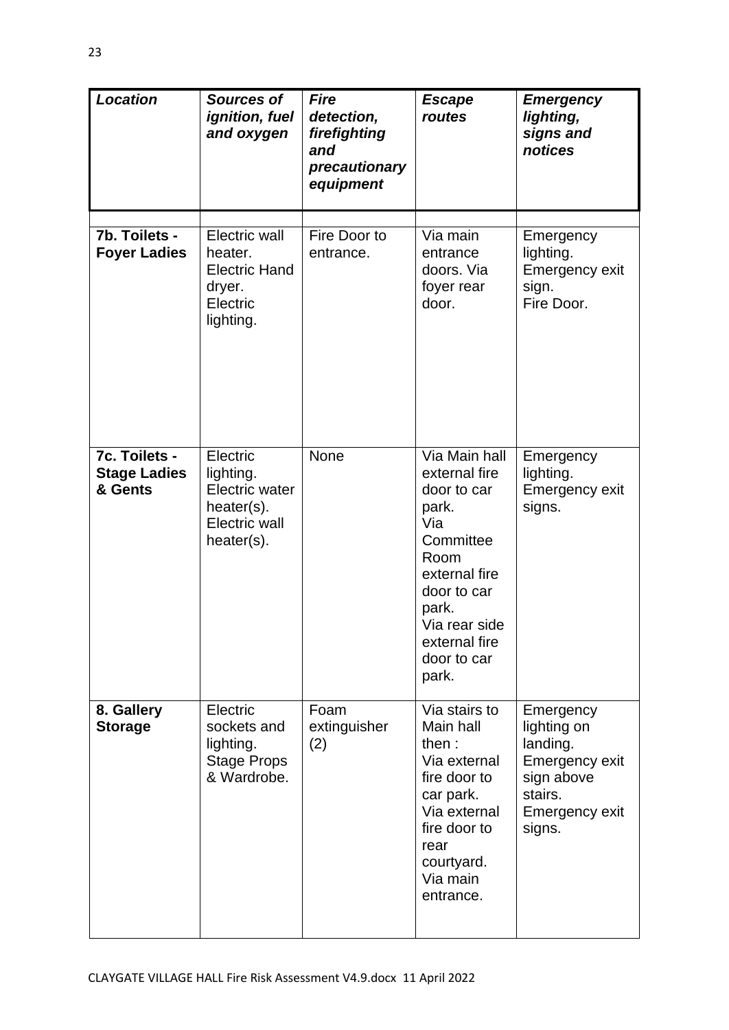| *Location* | *Sources of ignition, fuel and oxygen* | *Fire detection, firefighting and precautionary equipment* | *Escape routes* | *Emergency lighting, signs and notices* |
|---|---|---|---|---|
| | | | | |
| **7b. Toilets - Foyer Ladies** | Electric wall heater. Electric Hand dryer. Electric lighting. | Fire Door to entrance. | Via main entrance doors. Via foyer rear door. | Emergency lighting. Emergency exit sign. Fire Door. |
| **7c. Toilets - Stage Ladies & Gents** | Electric lighting. Electric water heater(s). Electric wall heater(s). | None | Via Main hall external fire door to car park. Via Committee Room external fire door to car park. Via rear side external fire door to car park. | Emergency lighting. Emergency exit signs. |
| **8. Gallery Storage** | Electric sockets and lighting. Stage Props & Wardrobe. | Foam extinguisher (2) | Via stairs to Main hall then : Via external fire door to car park. Via external fire door to rear courtyard. Via main entrance. | Emergency lighting on landing. Emergency exit sign above stairs. Emergency exit signs. |

CLAYGATE VILLAGE HALL Fire Risk Assessment V4.9.docx 11 April 2022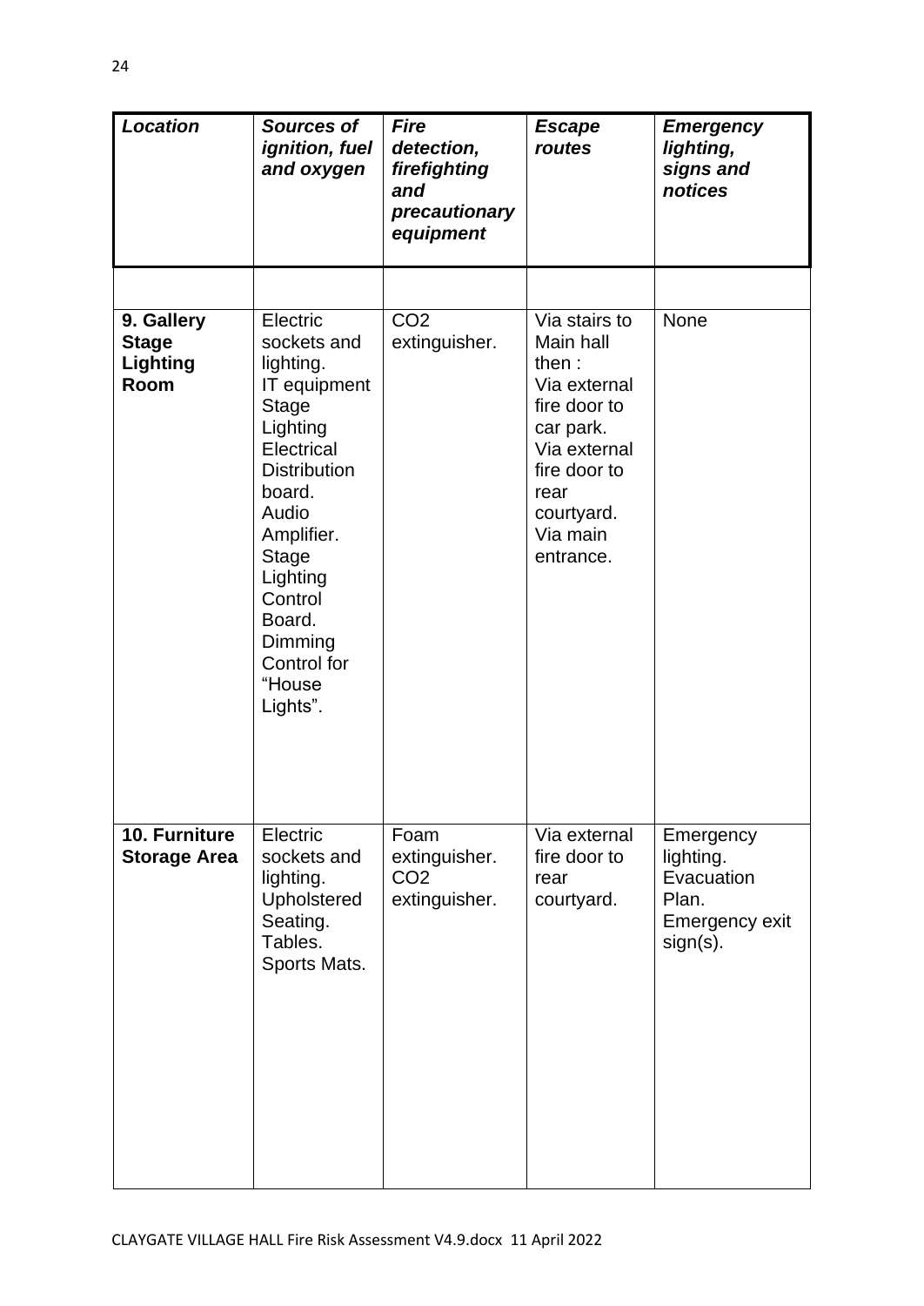| ***Location*** | ***Sources of ignition, fuel and oxygen*** | ***Fire detection, firefighting and precautionary equipment*** | ***Escape routes*** | ***Emergency lighting, signs and notices*** |
|---|---|---|---|---|
| | | | | |
| **9. Gallery Stage Lighting Room** | Electric sockets and lighting. IT equipment Stage Lighting Electrical Distribution board. Audio Amplifier. Stage Lighting Control Board. Dimming Control for "House Lights". | $CO_2$ extinguisher. | Via stairs to Main hall then : Via external fire door to car park. Via external fire door to rear courtyard. Via main entrance. | None |
| **10. Furniture Storage Area** | Electric sockets and lighting. Upholstered Seating. Tables. Sports Mats. | Foam extinguisher. $CO_2$ extinguisher. | Via external fire door to rear courtyard. | Emergency lighting. Evacuation Plan. Emergency exit sign(s). |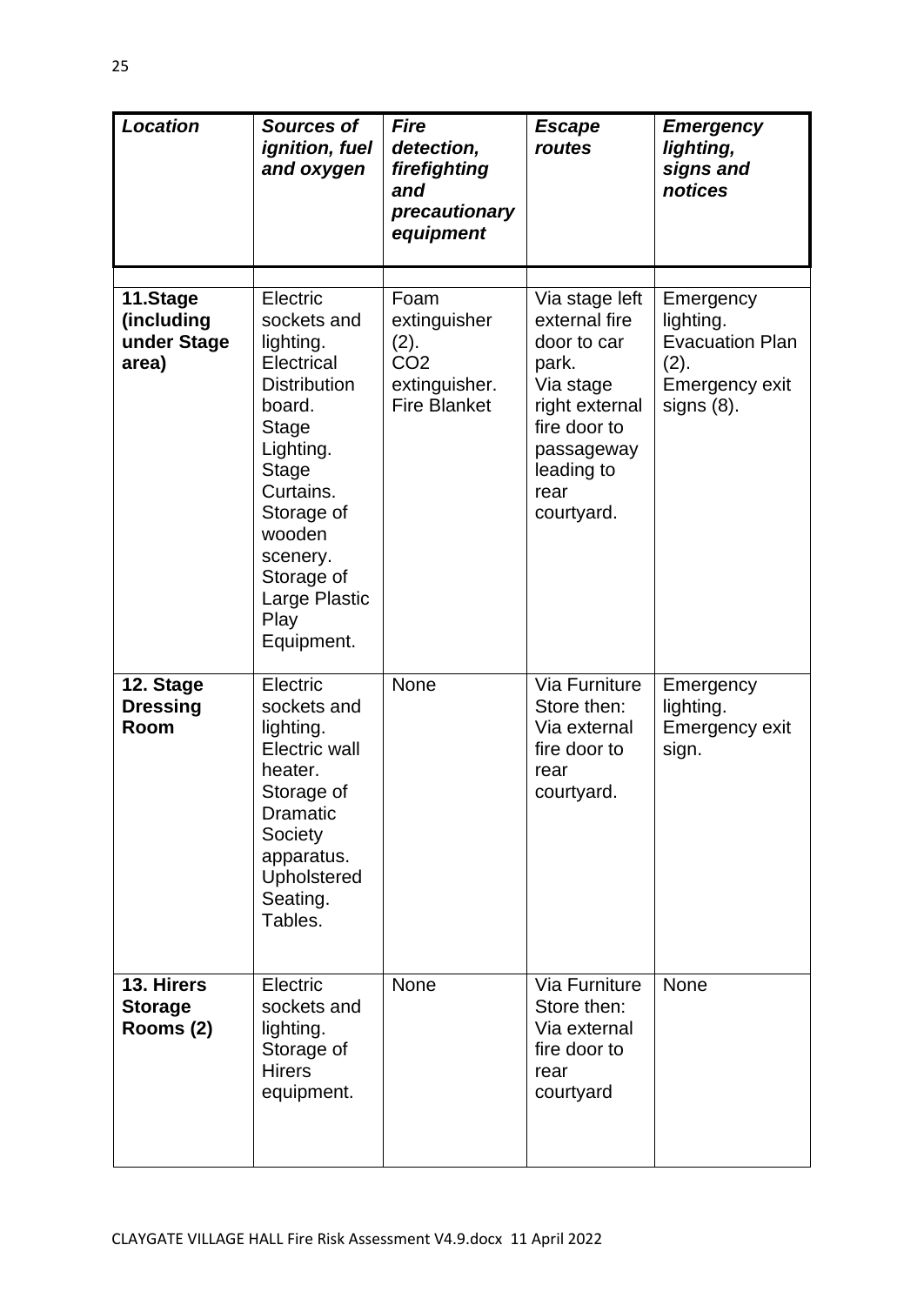| ***Location*** | ***Sources of ignition, fuel and oxygen*** | ***Fire detection, firefighting and precautionary equipment*** | ***Escape routes*** | ***Emergency lighting, signs and notices*** |
|---|---|---|---|---|
| | | | | |
| **11.Stage (including under Stage area)** | Electric sockets and lighting. Electrical Distribution board. Stage Lighting. Stage Curtains. Storage of wooden scenery. Storage of Large Plastic Play Equipment. | Foam extinguisher (2). $CO_2$ extinguisher. Fire Blanket | Via stage left external fire door to car park. Via stage right external fire door to passageway leading to rear courtyard. | Emergency lighting. Evacuation Plan (2). Emergency exit signs (8). |
| **12. Stage Dressing Room** | Electric sockets and lighting. Electric wall heater. Storage of Dramatic Society apparatus. Upholstered Seating. Tables. | None | Via Furniture Store then: Via external fire door to rear courtyard. | Emergency lighting. Emergency exit sign. |
| **13. Hirers Storage Rooms (2)** | Electric sockets and lighting. Storage of Hirers equipment. | None | Via Furniture Store then: Via external fire door to rear courtyard | None |

CLAYGATE VILLAGE HALL Fire Risk Assessment V4.9.docx 11 April 2022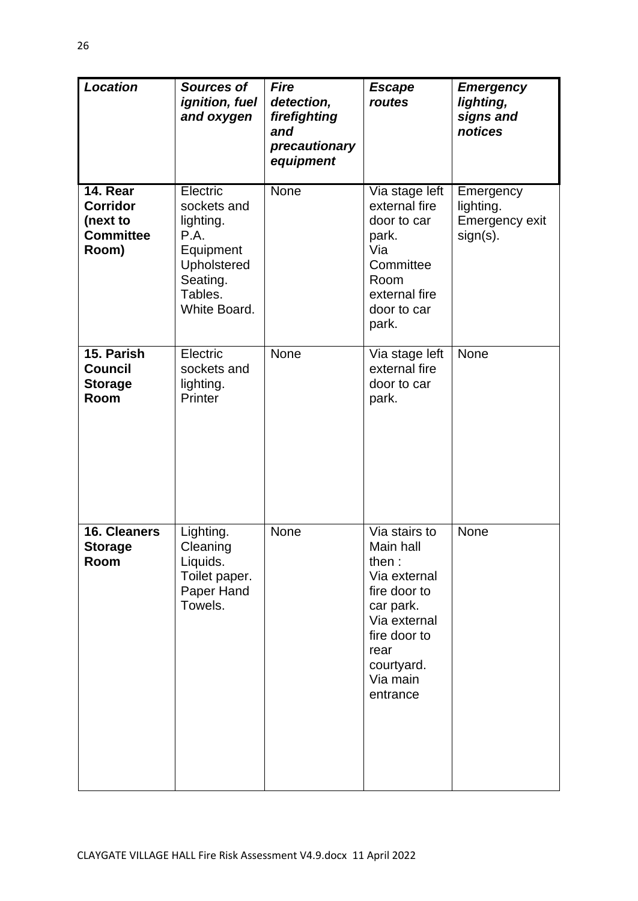| *Location* | *Sources of ignition, fuel and oxygen* | *Fire detection, firefighting and precautionary equipment* | *Escape routes* | *Emergency lighting, signs and notices* |
|---|---|---|---|---|
| **14. Rear Corridor (next to Committee Room)** | Electric sockets and lighting. P.A. Equipment Upholstered Seating. Tables. White Board. | None | Via stage left external fire door to car park. Via Committee Room external fire door to car park. | Emergency lighting. Emergency exit sign(s). |
| **15. Parish Council Storage Room** | Electric sockets and lighting. Printer | None | Via stage left external fire door to car park. | None |
| **16. Cleaners Storage Room** | Lighting. Cleaning Liquids. Toilet paper. Paper Hand Towels. | None | Via stairs to Main hall then : Via external fire door to car park. Via external fire door to rear courtyard. Via main entrance | None |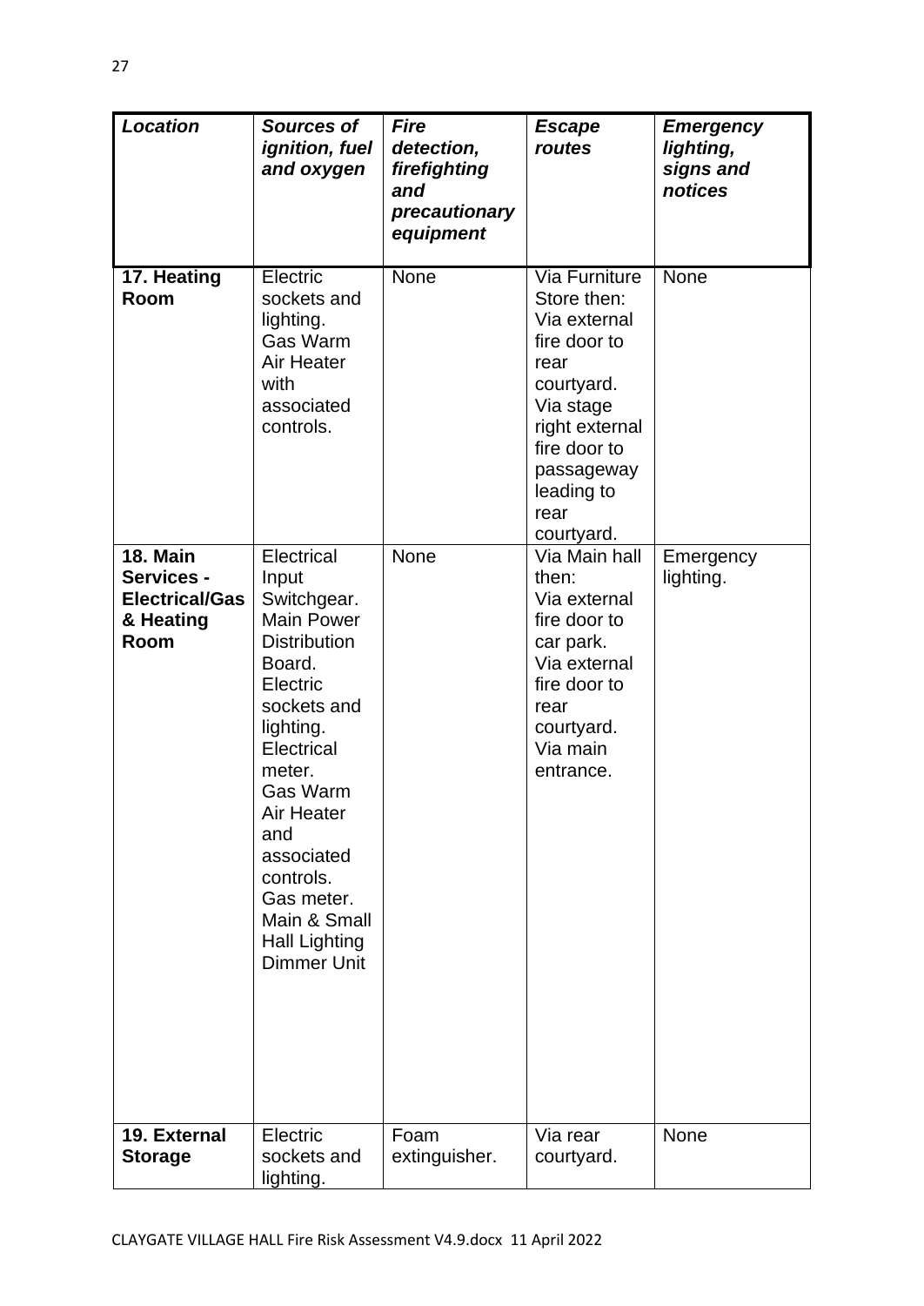| *Location* | *Sources of ignition, fuel and oxygen* | *Fire detection, firefighting and precautionary equipment* | *Escape routes* | *Emergency lighting, signs and notices* |
|---|---|---|---|---|
| **17. Heating Room** | Electric sockets and lighting. Gas Warm Air Heater with associated controls. | None | Via Furniture Store then: Via external fire door to rear courtyard. Via stage right external fire door to passageway leading to rear courtyard. | None |
| **18. Main Services - Electrical/Gas & Heating Room** | Electrical Input Switchgear. Main Power Distribution Board. Electric sockets and lighting. Electrical meter. Gas Warm Air Heater and associated controls. Gas meter. Main & Small Hall Lighting Dimmer Unit | None | Via Main hall then: Via external fire door to car park. Via external fire door to rear courtyard. Via main entrance. | Emergency lighting. |
| **19. External Storage** | Electric sockets and lighting. | Foam extinguisher. | Via rear courtyard. | None |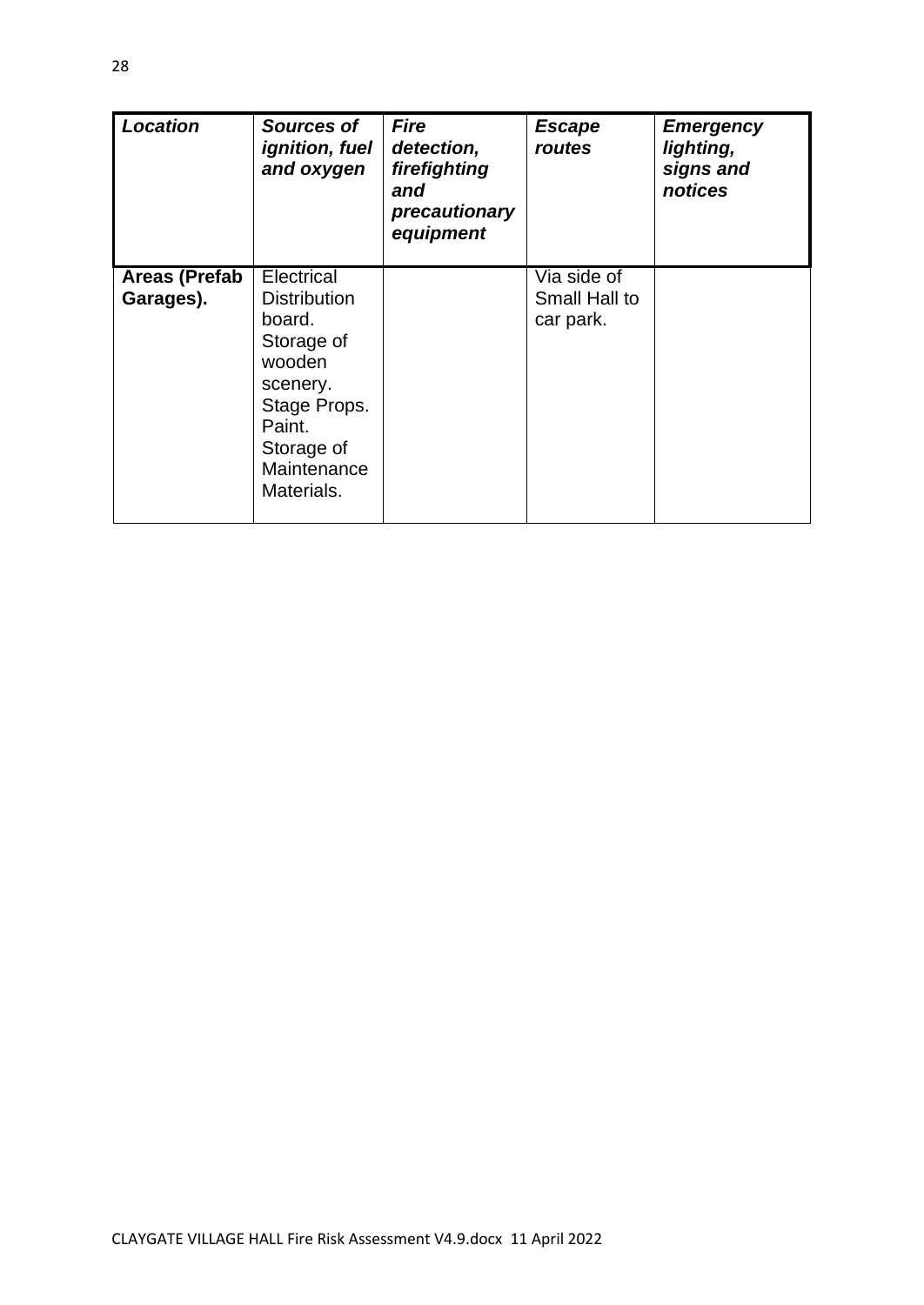| ***Location*** | ***Sources of ignition, fuel and oxygen*** | ***Fire detection, firefighting and precautionary equipment*** | ***Escape routes*** | ***Emergency lighting, signs and notices*** |
|---|---|---|---|---|
| **Areas (Prefab Garages).** | Electrical Distribution board. Storage of wooden scenery. Stage Props. Paint. Storage of Maintenance Materials. | | Via side of Small Hall to car park. | |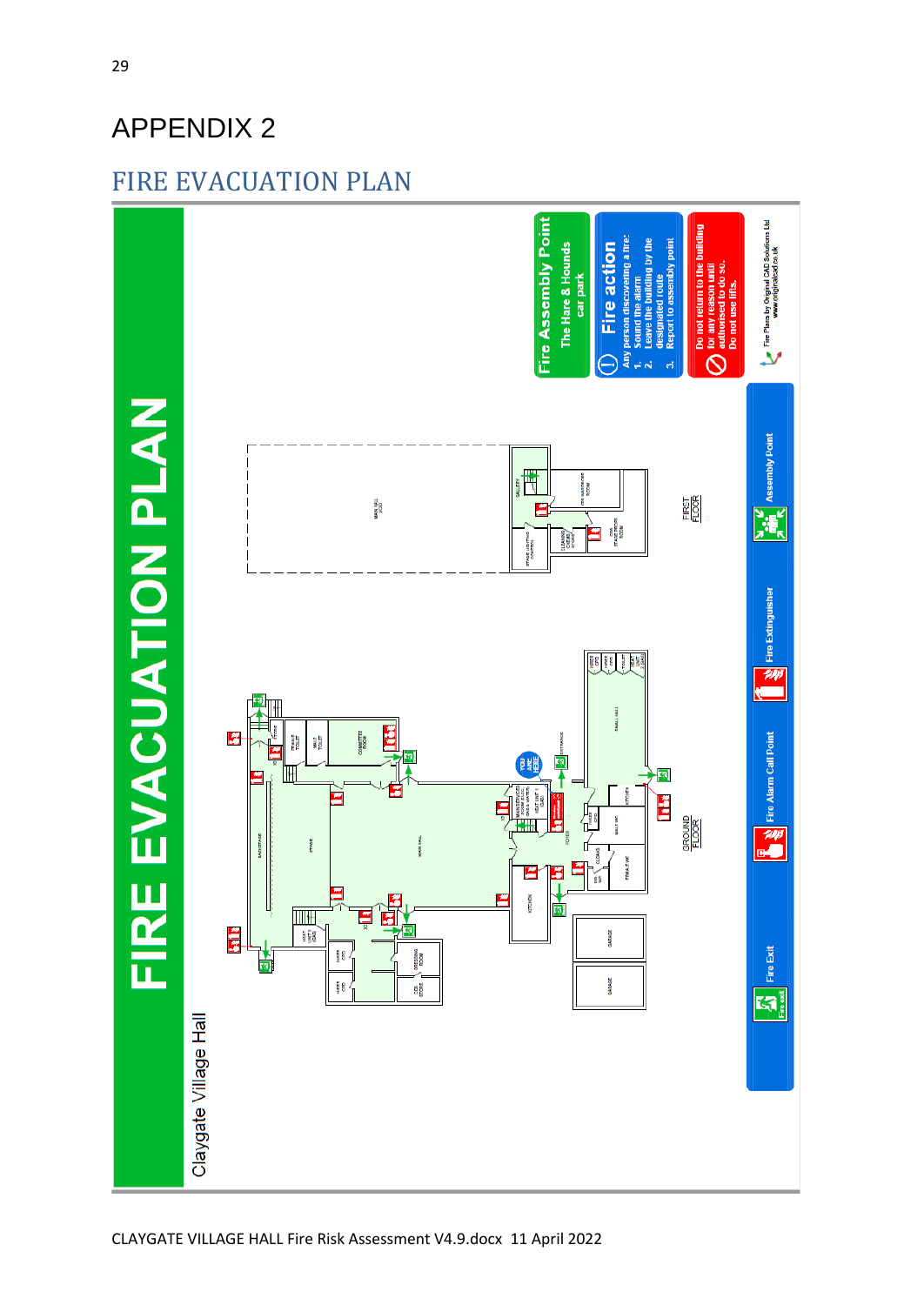# APPENDIX 2

## FIRE EVACUATION PLAN

FIRE EVACUATION PLAN

Claygate Village Hall

**Fire Assembly Point**
The Hare & Hounds car park

**Fire action**
Any person discovering a fire:
1. Sound the alarm
2. Leave the building by the designated route
3. Report to assembly point

**Do not return to the building for any reason until authorised to do so. Do not use lifts.**

Fire Plans by Original CAD Solutions Ltd www.originalcad.co.uk

FIRST FLOOR

GROUND FLOOR

Fire Exit | Fire Alarm Call Point | Fire Extinguisher | Assembly Point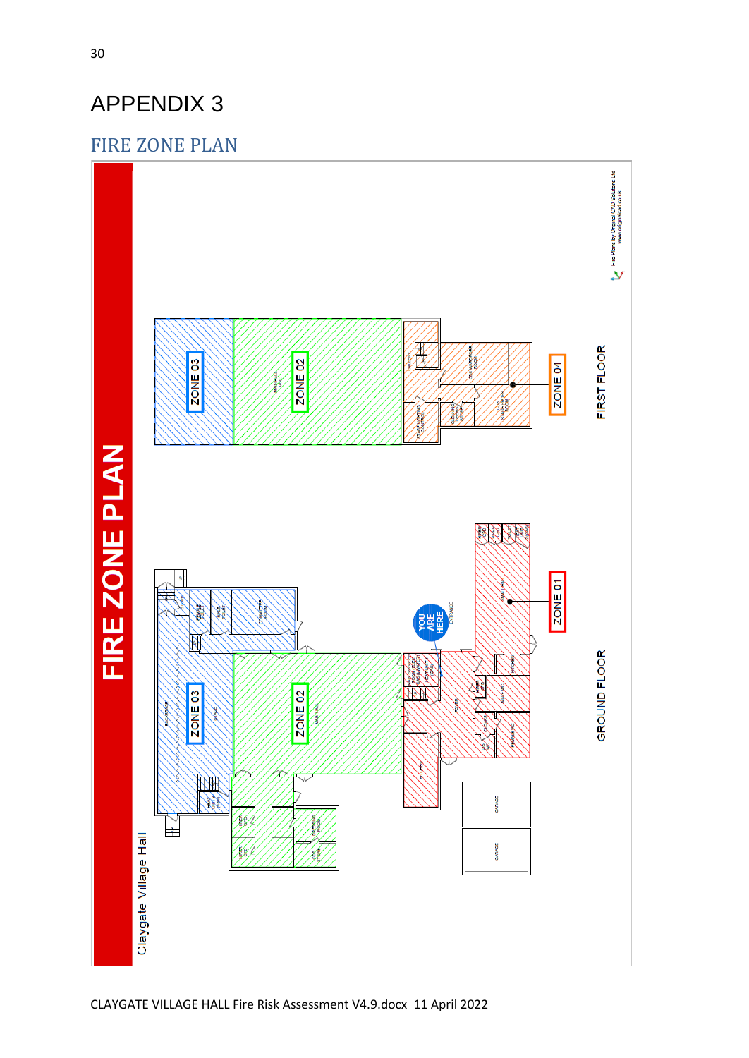# APPENDIX 3

## FIRE ZONE PLAN

FIRE ZONE PLAN

Claygate Village Hall

ZONE 01

ZONE 02

ZONE 03

ZONE 04

YOU ARE HERE

ENTRANCE

GROUND FLOOR

FIRST FLOOR

Fire Plans by Original CAD Solutions Ltd
www.originalcad.co.uk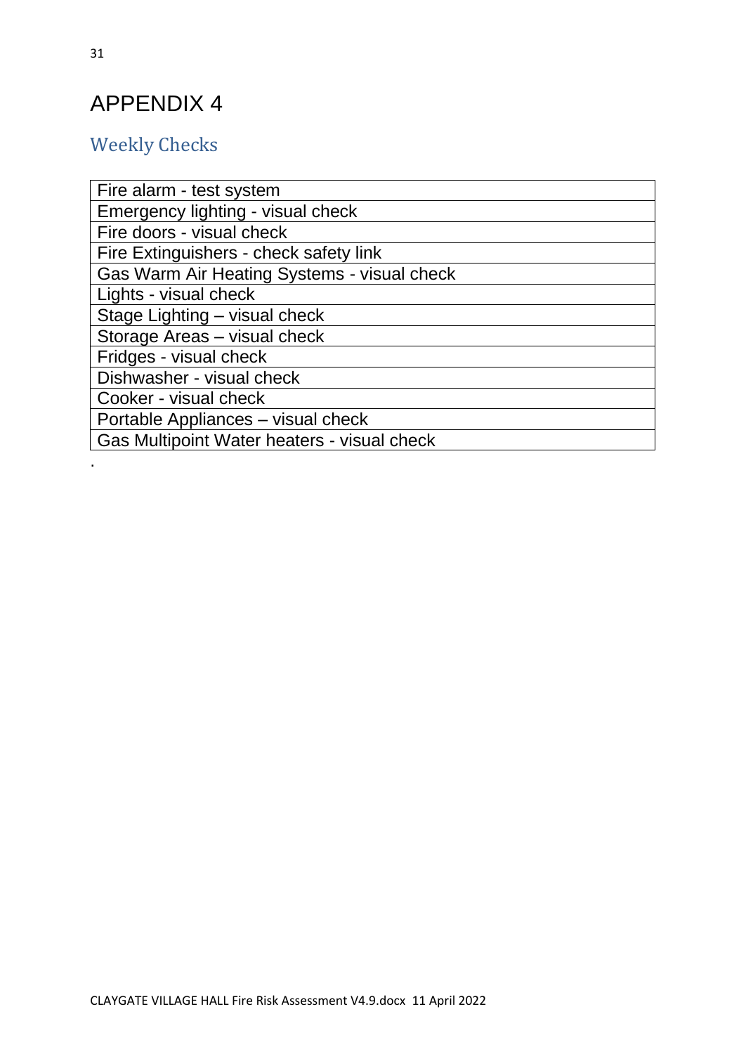# APPENDIX 4

## Weekly Checks

| Fire alarm - test system |
|---|
| Emergency lighting - visual check |
| Fire doors - visual check |
| Fire Extinguishers - check safety link |
| Gas Warm Air Heating Systems - visual check |
| Lights - visual check |
| Stage Lighting – visual check |
| Storage Areas – visual check |
| Fridges - visual check |
| Dishwasher - visual check |
| Cooker - visual check |
| Portable Appliances – visual check |
| Gas Multipoint Water heaters - visual check |

.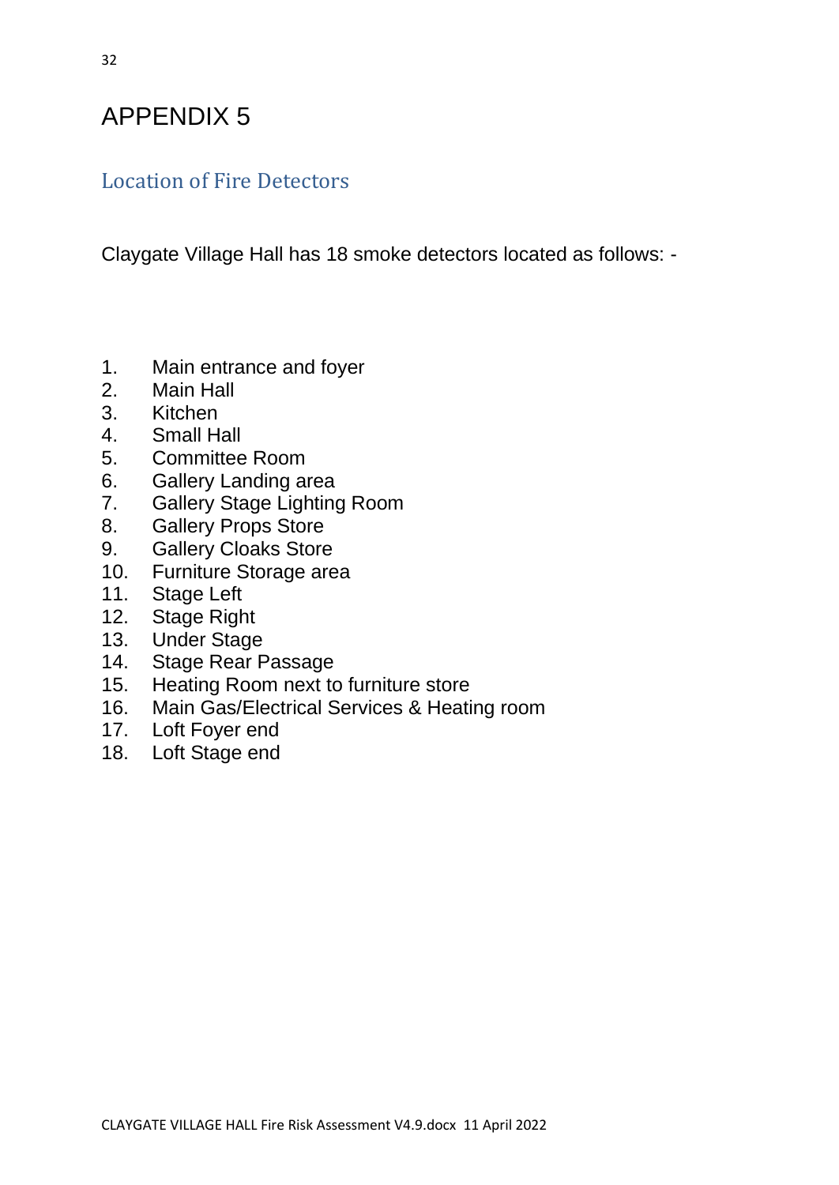# APPENDIX 5

## Location of Fire Detectors

Claygate Village Hall has 18 smoke detectors located as follows: -

1. Main entrance and foyer
2. Main Hall
3. Kitchen
4. Small Hall
5. Committee Room
6. Gallery Landing area
7. Gallery Stage Lighting Room
8. Gallery Props Store
9. Gallery Cloaks Store
10. Furniture Storage area
11. Stage Left
12. Stage Right
13. Under Stage
14. Stage Rear Passage
15. Heating Room next to furniture store
16. Main Gas/Electrical Services & Heating room
17. Loft Foyer end
18. Loft Stage end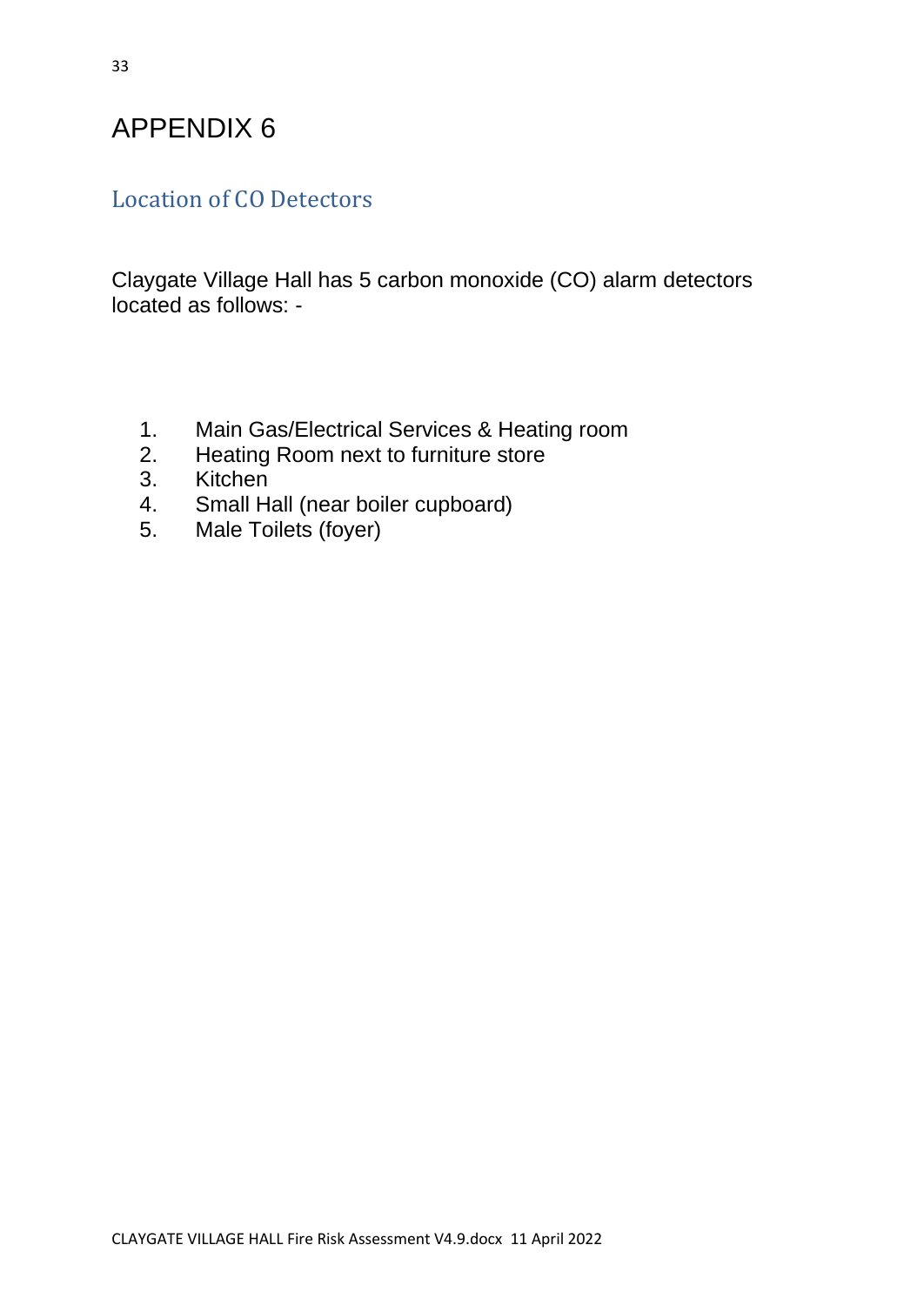# APPENDIX 6

## Location of CO Detectors

Claygate Village Hall has 5 carbon monoxide (CO) alarm detectors located as follows: -

1. Main Gas/Electrical Services & Heating room
2. Heating Room next to furniture store
3. Kitchen
4. Small Hall (near boiler cupboard)
5. Male Toilets (foyer)